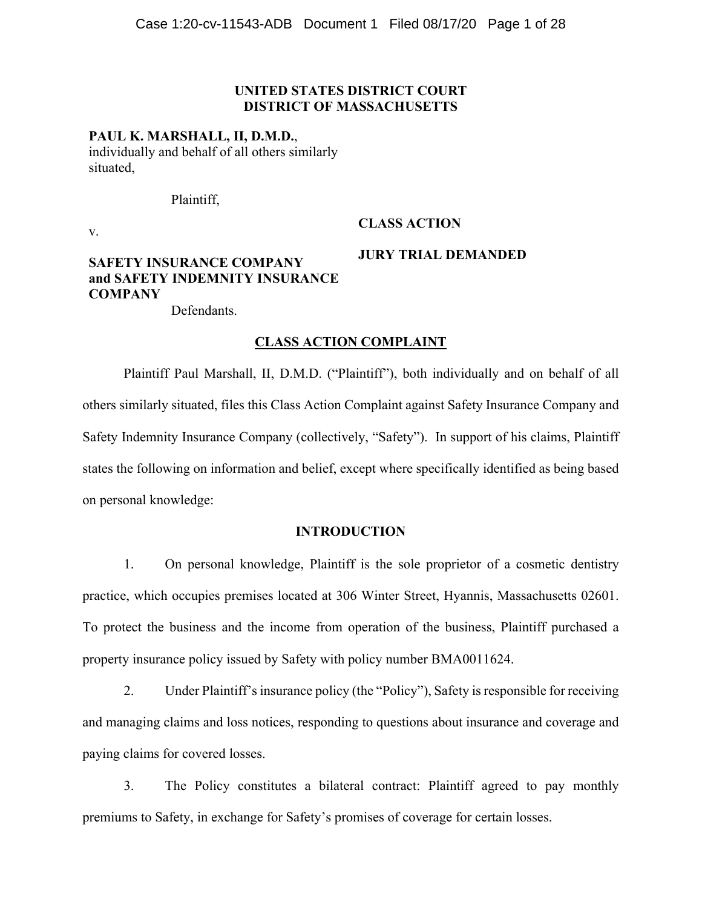**UNITED STATES DISTRICT COURT**
**DISTRICT OF MASSACHUSETTS**

**PAUL K. MARSHALL, II, D.M.D.**, individually and behalf of all others similarly situated,

Plaintiff,

v.

**SAFETY INSURANCE COMPANY and SAFETY INDEMNITY INSURANCE COMPANY**

Defendants.

**CLASS ACTION**

**JURY TRIAL DEMANDED**

## CLASS ACTION COMPLAINT

Plaintiff Paul Marshall, II, D.M.D. ("Plaintiff"), both individually and on behalf of all others similarly situated, files this Class Action Complaint against Safety Insurance Company and Safety Indemnity Insurance Company (collectively, "Safety"). In support of his claims, Plaintiff states the following on information and belief, except where specifically identified as being based on personal knowledge:

## INTRODUCTION

1. On personal knowledge, Plaintiff is the sole proprietor of a cosmetic dentistry practice, which occupies premises located at 306 Winter Street, Hyannis, Massachusetts 02601. To protect the business and the income from operation of the business, Plaintiff purchased a property insurance policy issued by Safety with policy number BMA0011624.

2. Under Plaintiff's insurance policy (the "Policy"), Safety is responsible for receiving and managing claims and loss notices, responding to questions about insurance and coverage and paying claims for covered losses.

3. The Policy constitutes a bilateral contract: Plaintiff agreed to pay monthly premiums to Safety, in exchange for Safety's promises of coverage for certain losses.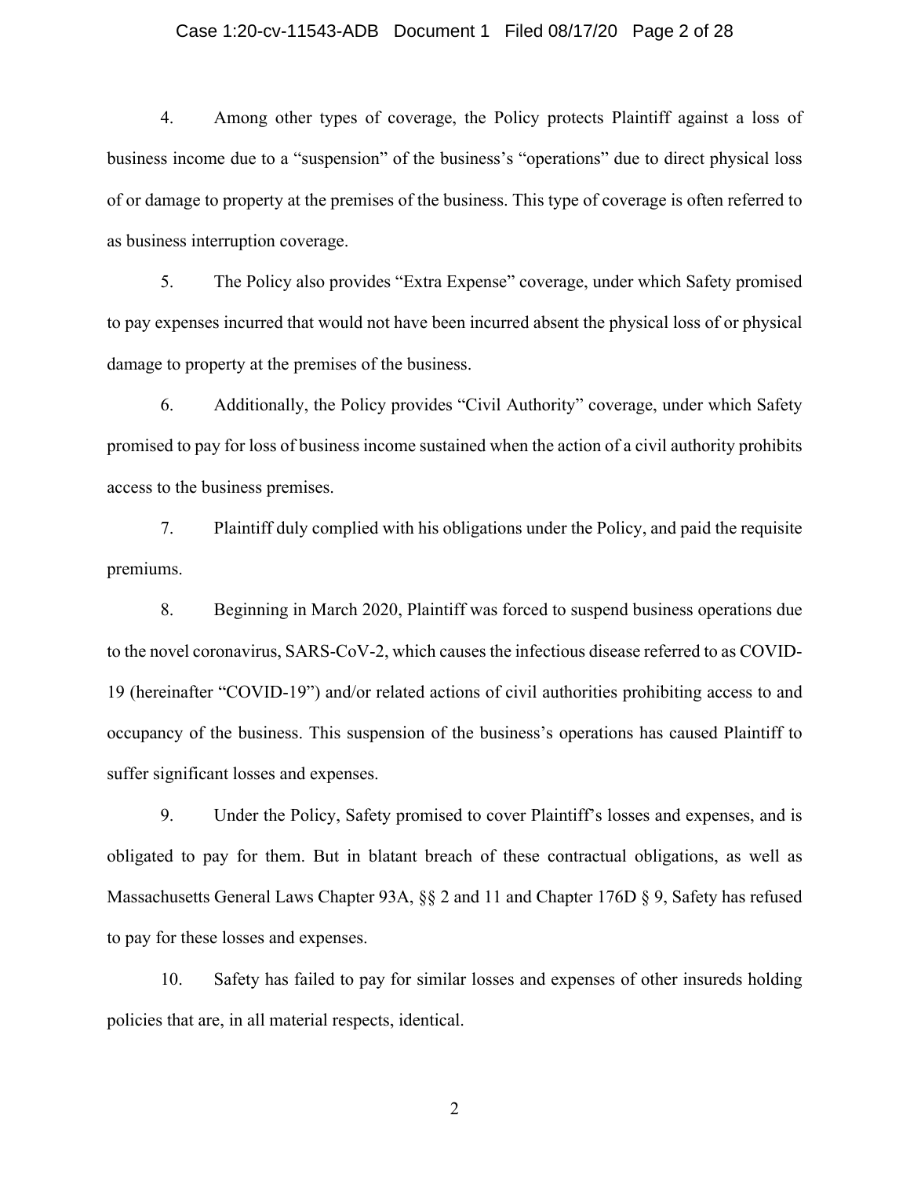4. Among other types of coverage, the Policy protects Plaintiff against a loss of business income due to a "suspension" of the business's "operations" due to direct physical loss of or damage to property at the premises of the business. This type of coverage is often referred to as business interruption coverage.

5. The Policy also provides "Extra Expense" coverage, under which Safety promised to pay expenses incurred that would not have been incurred absent the physical loss of or physical damage to property at the premises of the business.

6. Additionally, the Policy provides "Civil Authority" coverage, under which Safety promised to pay for loss of business income sustained when the action of a civil authority prohibits access to the business premises.

7. Plaintiff duly complied with his obligations under the Policy, and paid the requisite premiums.

8. Beginning in March 2020, Plaintiff was forced to suspend business operations due to the novel coronavirus, SARS-CoV-2, which causes the infectious disease referred to as COVID-19 (hereinafter "COVID-19") and/or related actions of civil authorities prohibiting access to and occupancy of the business. This suspension of the business's operations has caused Plaintiff to suffer significant losses and expenses.

9. Under the Policy, Safety promised to cover Plaintiff's losses and expenses, and is obligated to pay for them. But in blatant breach of these contractual obligations, as well as Massachusetts General Laws Chapter 93A, §§ 2 and 11 and Chapter 176D § 9, Safety has refused to pay for these losses and expenses.

10. Safety has failed to pay for similar losses and expenses of other insureds holding policies that are, in all material respects, identical.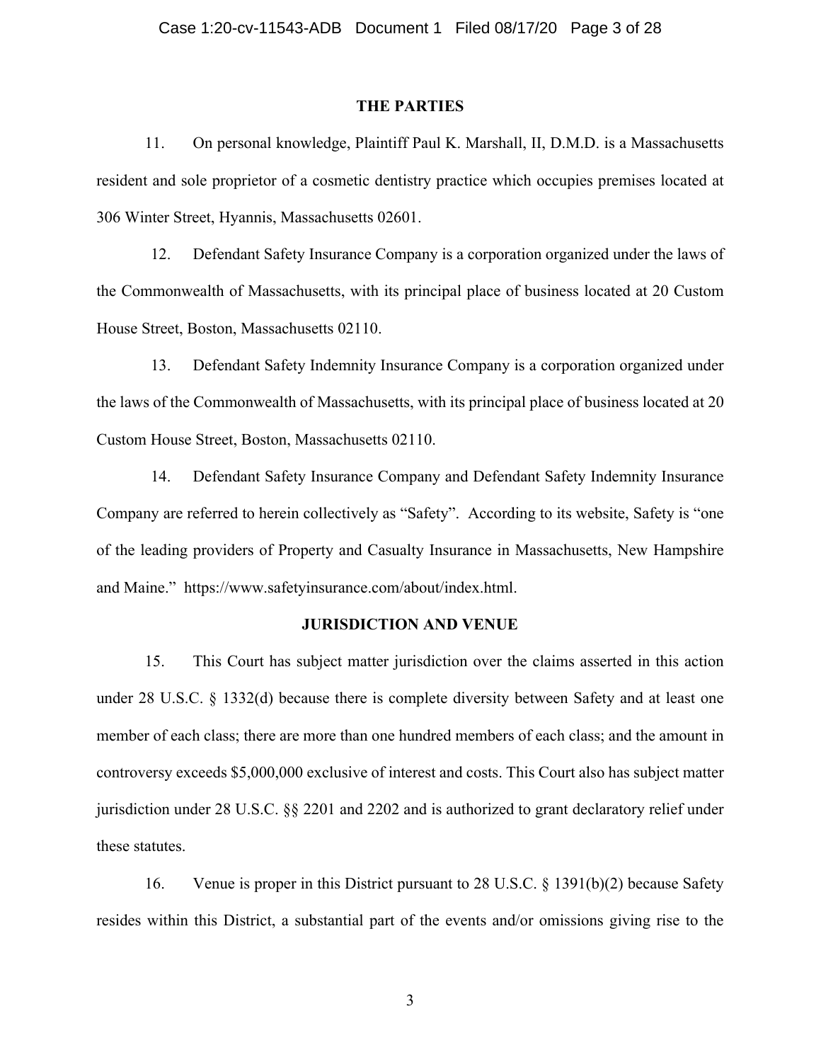## THE PARTIES

11. On personal knowledge, Plaintiff Paul K. Marshall, II, D.M.D. is a Massachusetts resident and sole proprietor of a cosmetic dentistry practice which occupies premises located at 306 Winter Street, Hyannis, Massachusetts 02601.

12. Defendant Safety Insurance Company is a corporation organized under the laws of the Commonwealth of Massachusetts, with its principal place of business located at 20 Custom House Street, Boston, Massachusetts 02110.

13. Defendant Safety Indemnity Insurance Company is a corporation organized under the laws of the Commonwealth of Massachusetts, with its principal place of business located at 20 Custom House Street, Boston, Massachusetts 02110.

14. Defendant Safety Insurance Company and Defendant Safety Indemnity Insurance Company are referred to herein collectively as "Safety". According to its website, Safety is "one of the leading providers of Property and Casualty Insurance in Massachusetts, New Hampshire and Maine." https://www.safetyinsurance.com/about/index.html.

## JURISDICTION AND VENUE

15. This Court has subject matter jurisdiction over the claims asserted in this action under 28 U.S.C. § 1332(d) because there is complete diversity between Safety and at least one member of each class; there are more than one hundred members of each class; and the amount in controversy exceeds $5,000,000 exclusive of interest and costs. This Court also has subject matter jurisdiction under 28 U.S.C. §§ 2201 and 2202 and is authorized to grant declaratory relief under these statutes.

16. Venue is proper in this District pursuant to 28 U.S.C. § 1391(b)(2) because Safety resides within this District, a substantial part of the events and/or omissions giving rise to the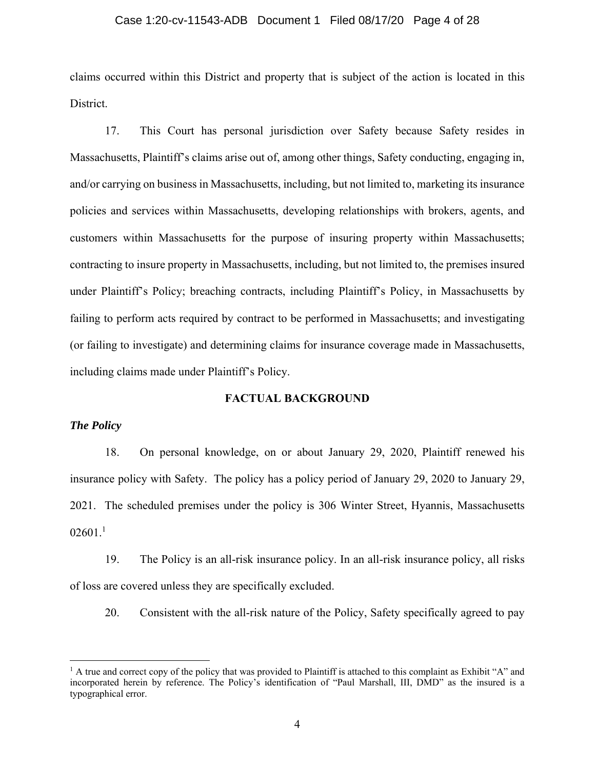claims occurred within this District and property that is subject of the action is located in this District.

17. This Court has personal jurisdiction over Safety because Safety resides in Massachusetts, Plaintiff's claims arise out of, among other things, Safety conducting, engaging in, and/or carrying on business in Massachusetts, including, but not limited to, marketing its insurance policies and services within Massachusetts, developing relationships with brokers, agents, and customers within Massachusetts for the purpose of insuring property within Massachusetts; contracting to insure property in Massachusetts, including, but not limited to, the premises insured under Plaintiff's Policy; breaching contracts, including Plaintiff's Policy, in Massachusetts by failing to perform acts required by contract to be performed in Massachusetts; and investigating (or failing to investigate) and determining claims for insurance coverage made in Massachusetts, including claims made under Plaintiff's Policy.

## FACTUAL BACKGROUND

***The Policy***

18. On personal knowledge, on or about January 29, 2020, Plaintiff renewed his insurance policy with Safety. The policy has a policy period of January 29, 2020 to January 29, 2021. The scheduled premises under the policy is 306 Winter Street, Hyannis, Massachusetts 02601.[1]

19. The Policy is an all-risk insurance policy. In an all-risk insurance policy, all risks of loss are covered unless they are specifically excluded.

20. Consistent with the all-risk nature of the Policy, Safety specifically agreed to pay

[1] A true and correct copy of the policy that was provided to Plaintiff is attached to this complaint as Exhibit "A" and incorporated herein by reference. The Policy's identification of "Paul Marshall, III, DMD" as the insured is a typographical error.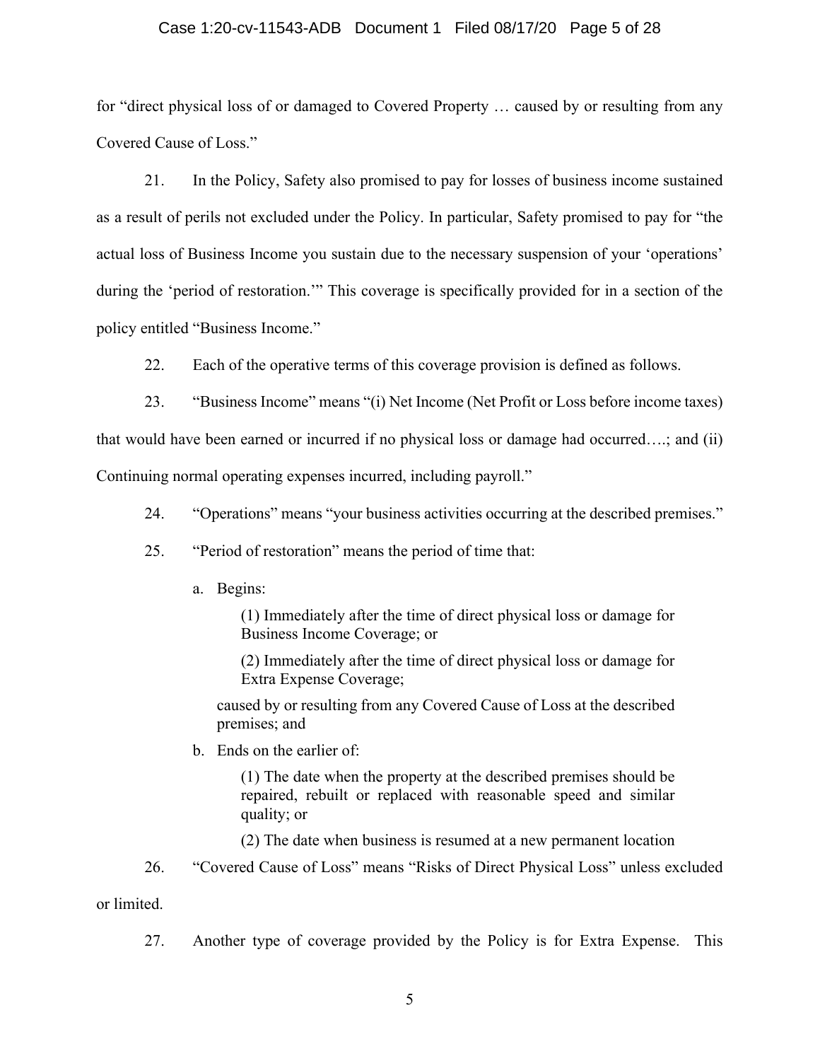for "direct physical loss of or damaged to Covered Property … caused by or resulting from any Covered Cause of Loss."

21. In the Policy, Safety also promised to pay for losses of business income sustained as a result of perils not excluded under the Policy. In particular, Safety promised to pay for "the actual loss of Business Income you sustain due to the necessary suspension of your 'operations' during the 'period of restoration.'" This coverage is specifically provided for in a section of the policy entitled "Business Income."

22. Each of the operative terms of this coverage provision is defined as follows.

23. "Business Income" means "(i) Net Income (Net Profit or Loss before income taxes) that would have been earned or incurred if no physical loss or damage had occurred….; and (ii) Continuing normal operating expenses incurred, including payroll."

24. "Operations" means "your business activities occurring at the described premises."

25. "Period of restoration" means the period of time that:

a. Begins:

> (1) Immediately after the time of direct physical loss or damage for Business Income Coverage; or
>
> (2) Immediately after the time of direct physical loss or damage for Extra Expense Coverage;

caused by or resulting from any Covered Cause of Loss at the described premises; and

b. Ends on the earlier of:

> (1) The date when the property at the described premises should be repaired, rebuilt or replaced with reasonable speed and similar quality; or
>
> (2) The date when business is resumed at a new permanent location

26. "Covered Cause of Loss" means "Risks of Direct Physical Loss" unless excluded or limited.

27. Another type of coverage provided by the Policy is for Extra Expense. This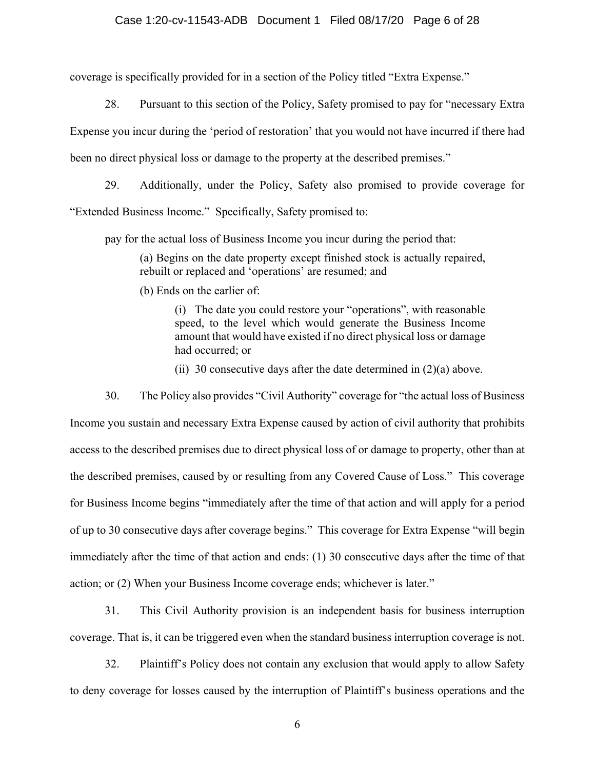coverage is specifically provided for in a section of the Policy titled "Extra Expense."

28. Pursuant to this section of the Policy, Safety promised to pay for "necessary Extra Expense you incur during the 'period of restoration' that you would not have incurred if there had been no direct physical loss or damage to the property at the described premises."

29. Additionally, under the Policy, Safety also promised to provide coverage for "Extended Business Income." Specifically, Safety promised to:

> pay for the actual loss of Business Income you incur during the period that:
>
> > (a) Begins on the date property except finished stock is actually repaired, rebuilt or replaced and 'operations' are resumed; and
> >
> > (b) Ends on the earlier of:
> >
> > > (i) The date you could restore your "operations", with reasonable speed, to the level which would generate the Business Income amount that would have existed if no direct physical loss or damage had occurred; or
> > >
> > > (ii) 30 consecutive days after the date determined in (2)(a) above.

30. The Policy also provides "Civil Authority" coverage for "the actual loss of Business Income you sustain and necessary Extra Expense caused by action of civil authority that prohibits access to the described premises due to direct physical loss of or damage to property, other than at the described premises, caused by or resulting from any Covered Cause of Loss." This coverage for Business Income begins "immediately after the time of that action and will apply for a period of up to 30 consecutive days after coverage begins." This coverage for Extra Expense "will begin immediately after the time of that action and ends: (1) 30 consecutive days after the time of that action; or (2) When your Business Income coverage ends; whichever is later."

31. This Civil Authority provision is an independent basis for business interruption coverage. That is, it can be triggered even when the standard business interruption coverage is not.

32. Plaintiff's Policy does not contain any exclusion that would apply to allow Safety to deny coverage for losses caused by the interruption of Plaintiff's business operations and the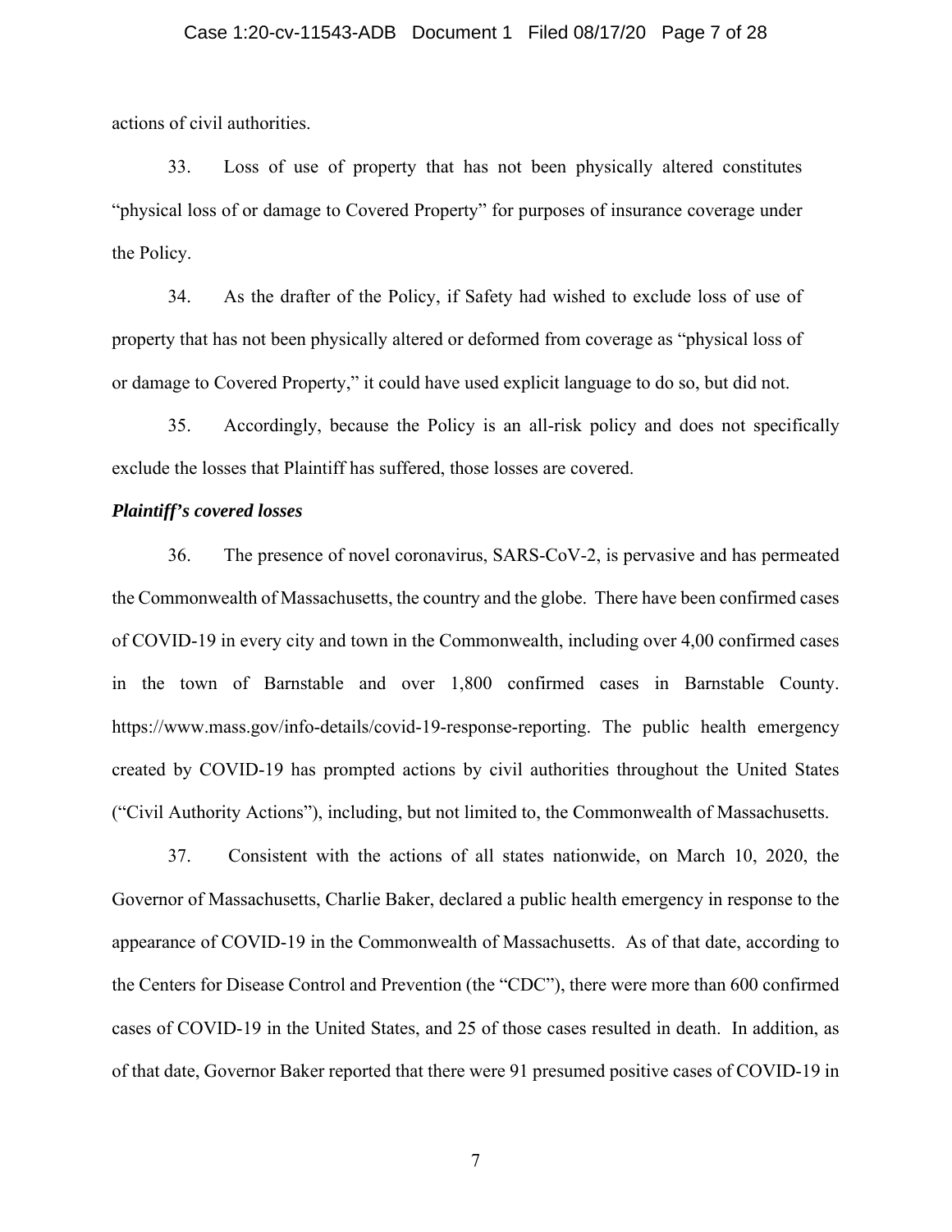actions of civil authorities.

33. Loss of use of property that has not been physically altered constitutes "physical loss of or damage to Covered Property" for purposes of insurance coverage under the Policy.

34. As the drafter of the Policy, if Safety had wished to exclude loss of use of property that has not been physically altered or deformed from coverage as "physical loss of or damage to Covered Property," it could have used explicit language to do so, but did not.

35. Accordingly, because the Policy is an all-risk policy and does not specifically exclude the losses that Plaintiff has suffered, those losses are covered.

***Plaintiff's covered losses***

36. The presence of novel coronavirus, SARS-CoV-2, is pervasive and has permeated the Commonwealth of Massachusetts, the country and the globe. There have been confirmed cases of COVID-19 in every city and town in the Commonwealth, including over 4,00 confirmed cases in the town of Barnstable and over 1,800 confirmed cases in Barnstable County. https://www.mass.gov/info-details/covid-19-response-reporting. The public health emergency created by COVID-19 has prompted actions by civil authorities throughout the United States ("Civil Authority Actions"), including, but not limited to, the Commonwealth of Massachusetts.

37. Consistent with the actions of all states nationwide, on March 10, 2020, the Governor of Massachusetts, Charlie Baker, declared a public health emergency in response to the appearance of COVID-19 in the Commonwealth of Massachusetts. As of that date, according to the Centers for Disease Control and Prevention (the "CDC"), there were more than 600 confirmed cases of COVID-19 in the United States, and 25 of those cases resulted in death. In addition, as of that date, Governor Baker reported that there were 91 presumed positive cases of COVID-19 in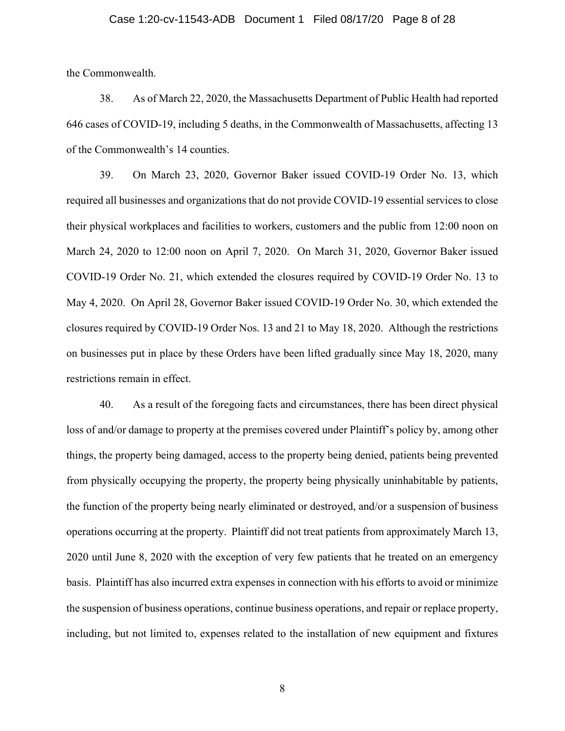the Commonwealth.

38. As of March 22, 2020, the Massachusetts Department of Public Health had reported 646 cases of COVID-19, including 5 deaths, in the Commonwealth of Massachusetts, affecting 13 of the Commonwealth's 14 counties.

39. On March 23, 2020, Governor Baker issued COVID-19 Order No. 13, which required all businesses and organizations that do not provide COVID-19 essential services to close their physical workplaces and facilities to workers, customers and the public from 12:00 noon on March 24, 2020 to 12:00 noon on April 7, 2020. On March 31, 2020, Governor Baker issued COVID-19 Order No. 21, which extended the closures required by COVID-19 Order No. 13 to May 4, 2020. On April 28, Governor Baker issued COVID-19 Order No. 30, which extended the closures required by COVID-19 Order Nos. 13 and 21 to May 18, 2020. Although the restrictions on businesses put in place by these Orders have been lifted gradually since May 18, 2020, many restrictions remain in effect.

40. As a result of the foregoing facts and circumstances, there has been direct physical loss of and/or damage to property at the premises covered under Plaintiff's policy by, among other things, the property being damaged, access to the property being denied, patients being prevented from physically occupying the property, the property being physically uninhabitable by patients, the function of the property being nearly eliminated or destroyed, and/or a suspension of business operations occurring at the property. Plaintiff did not treat patients from approximately March 13, 2020 until June 8, 2020 with the exception of very few patients that he treated on an emergency basis. Plaintiff has also incurred extra expenses in connection with his efforts to avoid or minimize the suspension of business operations, continue business operations, and repair or replace property, including, but not limited to, expenses related to the installation of new equipment and fixtures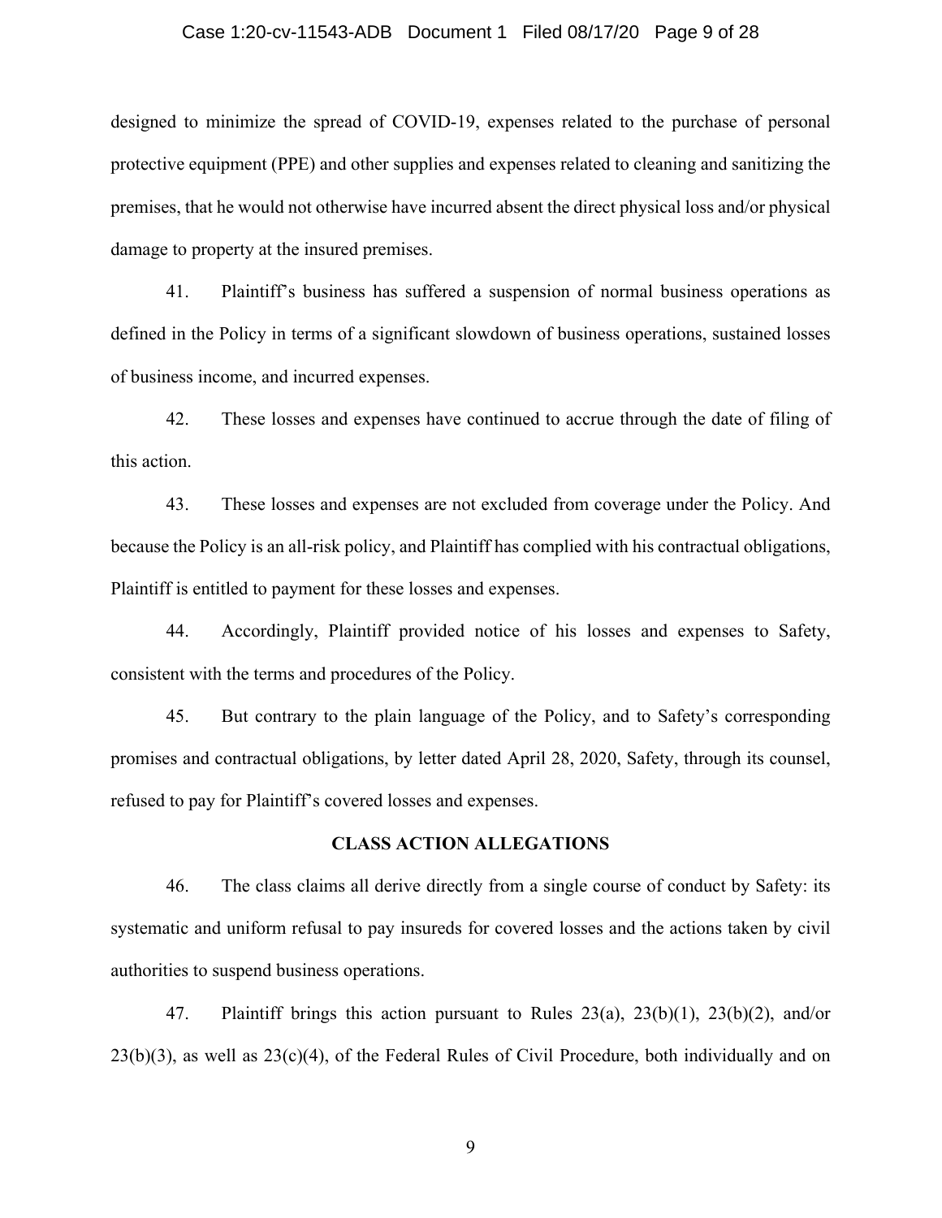designed to minimize the spread of COVID-19, expenses related to the purchase of personal protective equipment (PPE) and other supplies and expenses related to cleaning and sanitizing the premises, that he would not otherwise have incurred absent the direct physical loss and/or physical damage to property at the insured premises.

41. Plaintiff's business has suffered a suspension of normal business operations as defined in the Policy in terms of a significant slowdown of business operations, sustained losses of business income, and incurred expenses.

42. These losses and expenses have continued to accrue through the date of filing of this action.

43. These losses and expenses are not excluded from coverage under the Policy. And because the Policy is an all-risk policy, and Plaintiff has complied with his contractual obligations, Plaintiff is entitled to payment for these losses and expenses.

44. Accordingly, Plaintiff provided notice of his losses and expenses to Safety, consistent with the terms and procedures of the Policy.

45. But contrary to the plain language of the Policy, and to Safety's corresponding promises and contractual obligations, by letter dated April 28, 2020, Safety, through its counsel, refused to pay for Plaintiff's covered losses and expenses.

## CLASS ACTION ALLEGATIONS

46. The class claims all derive directly from a single course of conduct by Safety: its systematic and uniform refusal to pay insureds for covered losses and the actions taken by civil authorities to suspend business operations.

47. Plaintiff brings this action pursuant to Rules 23(a), 23(b)(1), 23(b)(2), and/or 23(b)(3), as well as 23(c)(4), of the Federal Rules of Civil Procedure, both individually and on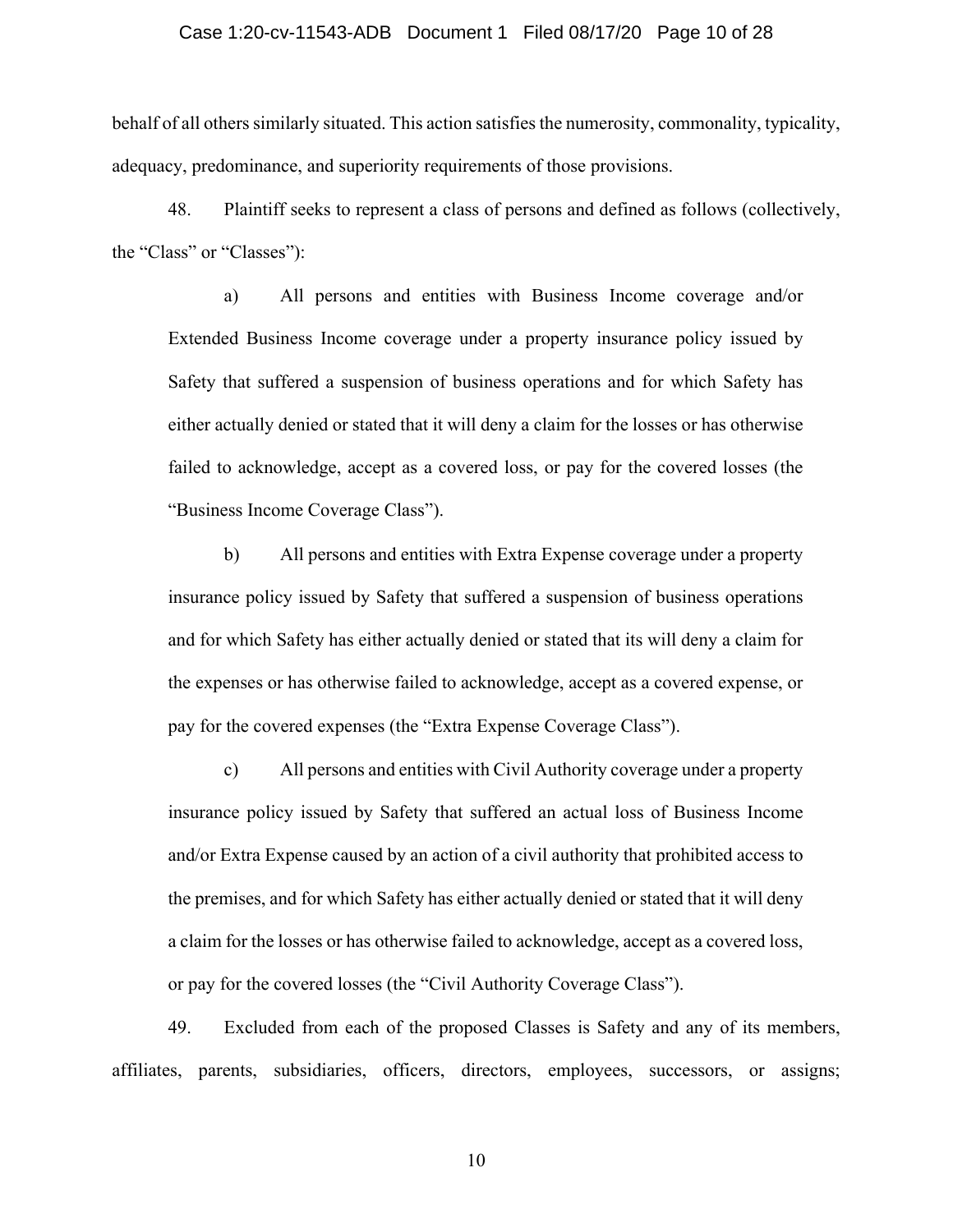behalf of all others similarly situated. This action satisfies the numerosity, commonality, typicality, adequacy, predominance, and superiority requirements of those provisions.

48. Plaintiff seeks to represent a class of persons and defined as follows (collectively, the "Class" or "Classes"):

> a) All persons and entities with Business Income coverage and/or Extended Business Income coverage under a property insurance policy issued by Safety that suffered a suspension of business operations and for which Safety has either actually denied or stated that it will deny a claim for the losses or has otherwise failed to acknowledge, accept as a covered loss, or pay for the covered losses (the "Business Income Coverage Class").
>
> b) All persons and entities with Extra Expense coverage under a property insurance policy issued by Safety that suffered a suspension of business operations and for which Safety has either actually denied or stated that its will deny a claim for the expenses or has otherwise failed to acknowledge, accept as a covered expense, or pay for the covered expenses (the "Extra Expense Coverage Class").
>
> c) All persons and entities with Civil Authority coverage under a property insurance policy issued by Safety that suffered an actual loss of Business Income and/or Extra Expense caused by an action of a civil authority that prohibited access to the premises, and for which Safety has either actually denied or stated that it will deny a claim for the losses or has otherwise failed to acknowledge, accept as a covered loss, or pay for the covered losses (the "Civil Authority Coverage Class").

49. Excluded from each of the proposed Classes is Safety and any of its members, affiliates, parents, subsidiaries, officers, directors, employees, successors, or assigns;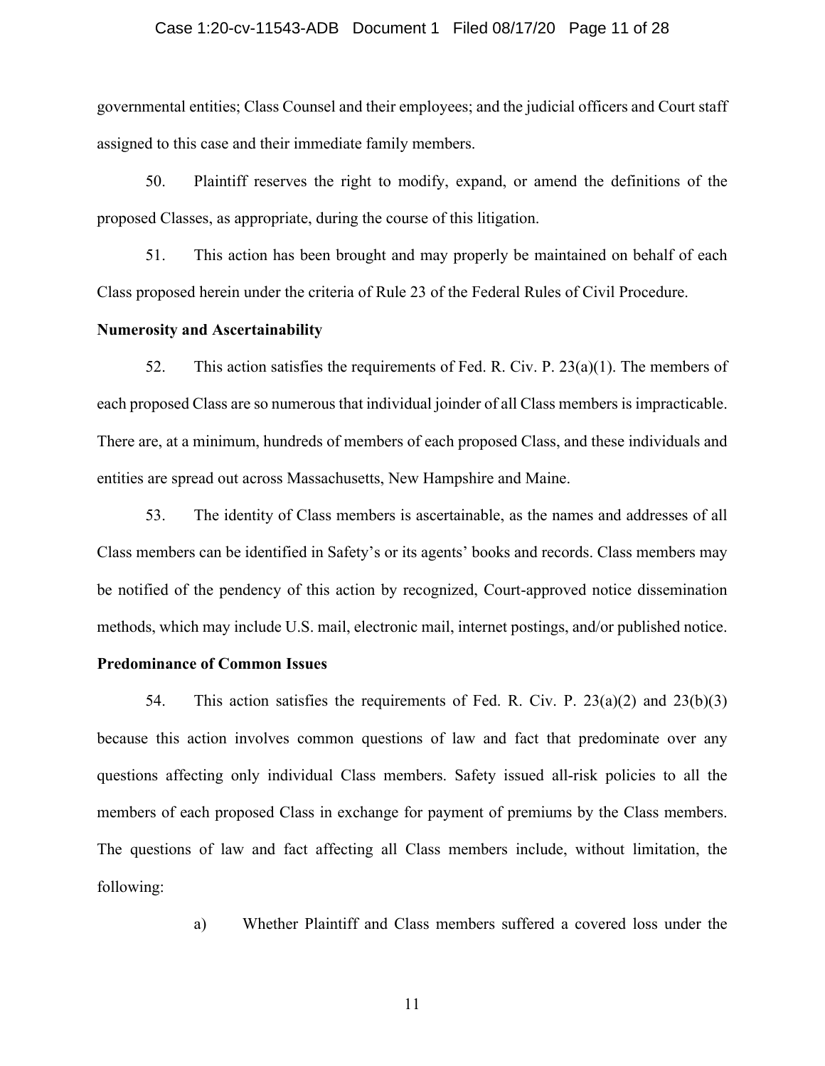governmental entities; Class Counsel and their employees; and the judicial officers and Court staff assigned to this case and their immediate family members.

50. Plaintiff reserves the right to modify, expand, or amend the definitions of the proposed Classes, as appropriate, during the course of this litigation.

51. This action has been brought and may properly be maintained on behalf of each Class proposed herein under the criteria of Rule 23 of the Federal Rules of Civil Procedure.

**Numerosity and Ascertainability**

52. This action satisfies the requirements of Fed. R. Civ. P. 23(a)(1). The members of each proposed Class are so numerous that individual joinder of all Class members is impracticable. There are, at a minimum, hundreds of members of each proposed Class, and these individuals and entities are spread out across Massachusetts, New Hampshire and Maine.

53. The identity of Class members is ascertainable, as the names and addresses of all Class members can be identified in Safety's or its agents' books and records. Class members may be notified of the pendency of this action by recognized, Court-approved notice dissemination methods, which may include U.S. mail, electronic mail, internet postings, and/or published notice.

**Predominance of Common Issues**

54. This action satisfies the requirements of Fed. R. Civ. P. 23(a)(2) and 23(b)(3) because this action involves common questions of law and fact that predominate over any questions affecting only individual Class members. Safety issued all-risk policies to all the members of each proposed Class in exchange for payment of premiums by the Class members. The questions of law and fact affecting all Class members include, without limitation, the following:

a) Whether Plaintiff and Class members suffered a covered loss under the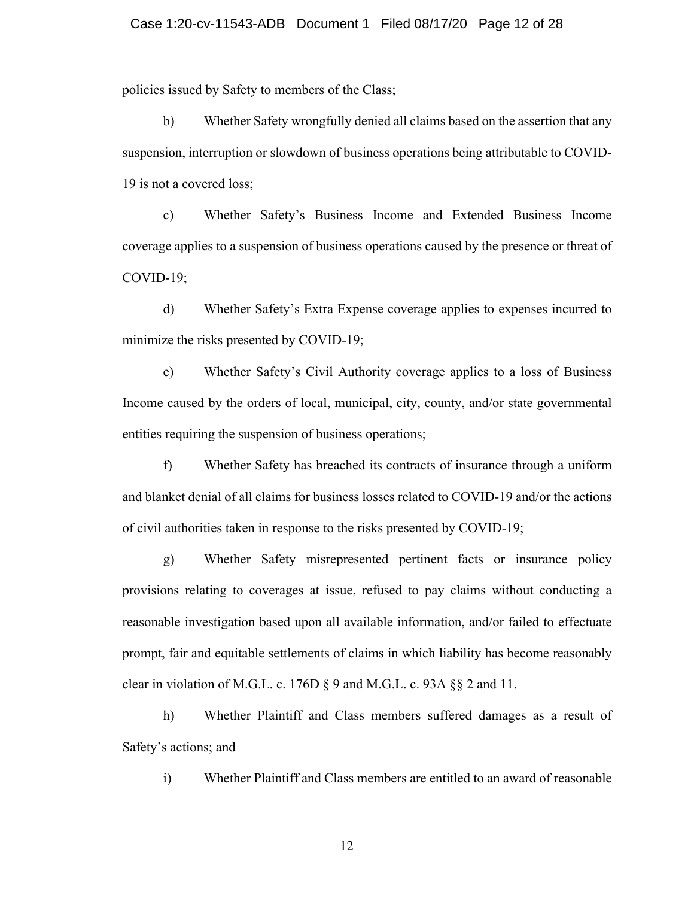policies issued by Safety to members of the Class;

b) Whether Safety wrongfully denied all claims based on the assertion that any suspension, interruption or slowdown of business operations being attributable to COVID-19 is not a covered loss;

c) Whether Safety's Business Income and Extended Business Income coverage applies to a suspension of business operations caused by the presence or threat of COVID-19;

d) Whether Safety's Extra Expense coverage applies to expenses incurred to minimize the risks presented by COVID-19;

e) Whether Safety's Civil Authority coverage applies to a loss of Business Income caused by the orders of local, municipal, city, county, and/or state governmental entities requiring the suspension of business operations;

f) Whether Safety has breached its contracts of insurance through a uniform and blanket denial of all claims for business losses related to COVID-19 and/or the actions of civil authorities taken in response to the risks presented by COVID-19;

g) Whether Safety misrepresented pertinent facts or insurance policy provisions relating to coverages at issue, refused to pay claims without conducting a reasonable investigation based upon all available information, and/or failed to effectuate prompt, fair and equitable settlements of claims in which liability has become reasonably clear in violation of M.G.L. c. 176D § 9 and M.G.L. c. 93A §§ 2 and 11.

h) Whether Plaintiff and Class members suffered damages as a result of Safety's actions; and

i) Whether Plaintiff and Class members are entitled to an award of reasonable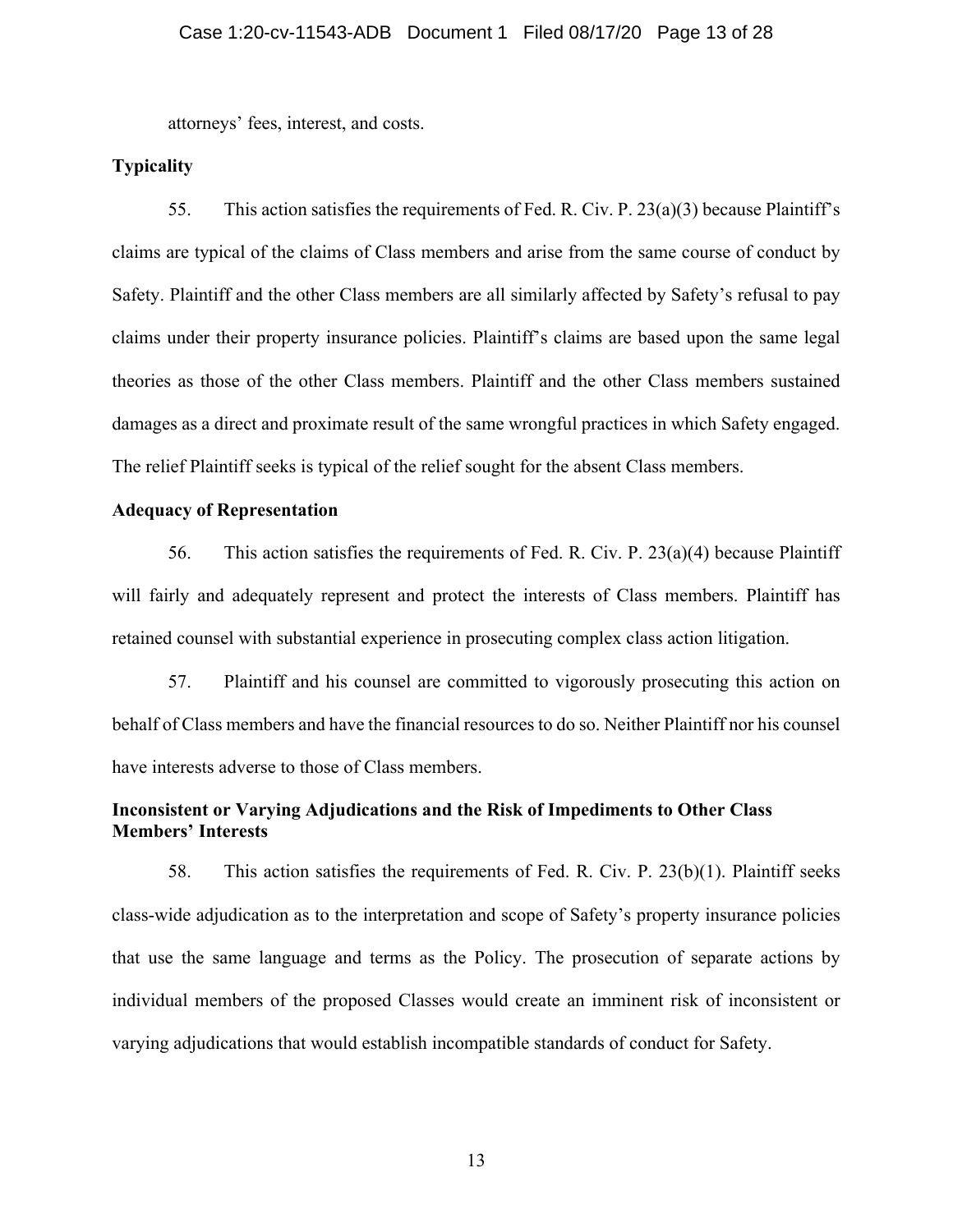attorneys' fees, interest, and costs.

**Typicality**

55. This action satisfies the requirements of Fed. R. Civ. P. 23(a)(3) because Plaintiff's claims are typical of the claims of Class members and arise from the same course of conduct by Safety. Plaintiff and the other Class members are all similarly affected by Safety's refusal to pay claims under their property insurance policies. Plaintiff's claims are based upon the same legal theories as those of the other Class members. Plaintiff and the other Class members sustained damages as a direct and proximate result of the same wrongful practices in which Safety engaged. The relief Plaintiff seeks is typical of the relief sought for the absent Class members.

**Adequacy of Representation**

56. This action satisfies the requirements of Fed. R. Civ. P. 23(a)(4) because Plaintiff will fairly and adequately represent and protect the interests of Class members. Plaintiff has retained counsel with substantial experience in prosecuting complex class action litigation.

57. Plaintiff and his counsel are committed to vigorously prosecuting this action on behalf of Class members and have the financial resources to do so. Neither Plaintiff nor his counsel have interests adverse to those of Class members.

**Inconsistent or Varying Adjudications and the Risk of Impediments to Other Class Members' Interests**

58. This action satisfies the requirements of Fed. R. Civ. P. 23(b)(1). Plaintiff seeks class-wide adjudication as to the interpretation and scope of Safety's property insurance policies that use the same language and terms as the Policy. The prosecution of separate actions by individual members of the proposed Classes would create an imminent risk of inconsistent or varying adjudications that would establish incompatible standards of conduct for Safety.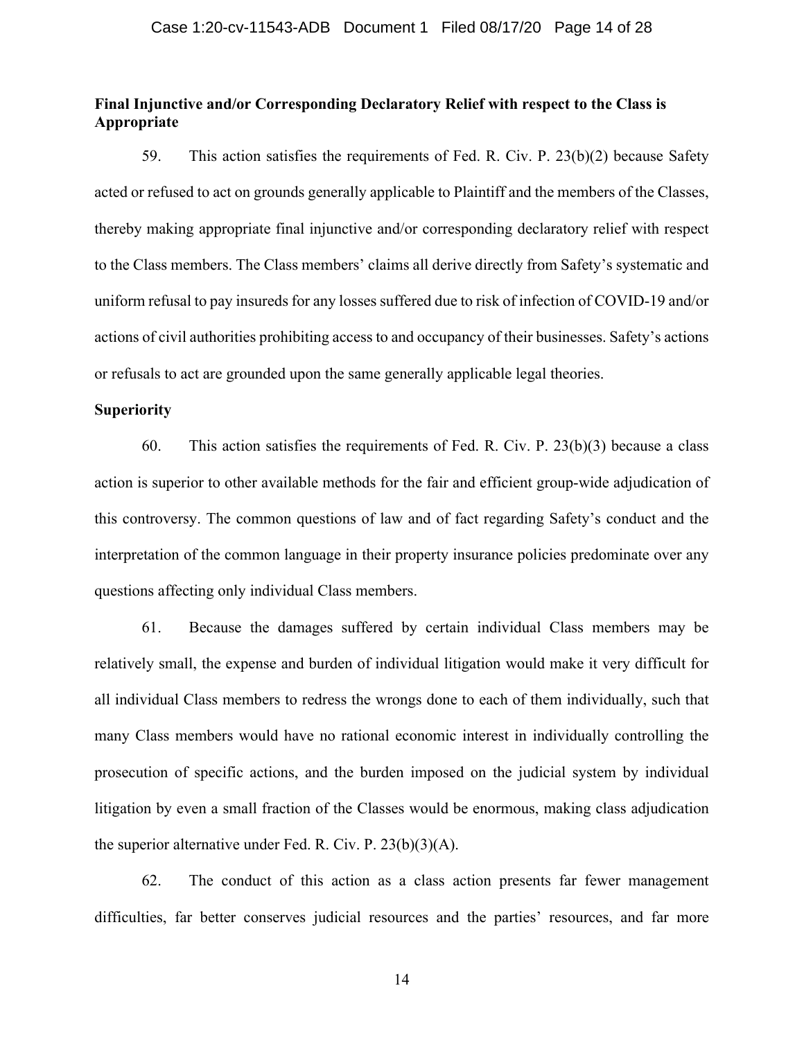**Final Injunctive and/or Corresponding Declaratory Relief with respect to the Class is Appropriate**

59. This action satisfies the requirements of Fed. R. Civ. P. 23(b)(2) because Safety acted or refused to act on grounds generally applicable to Plaintiff and the members of the Classes, thereby making appropriate final injunctive and/or corresponding declaratory relief with respect to the Class members. The Class members' claims all derive directly from Safety's systematic and uniform refusal to pay insureds for any losses suffered due to risk of infection of COVID-19 and/or actions of civil authorities prohibiting access to and occupancy of their businesses. Safety's actions or refusals to act are grounded upon the same generally applicable legal theories.

**Superiority**

60. This action satisfies the requirements of Fed. R. Civ. P. 23(b)(3) because a class action is superior to other available methods for the fair and efficient group-wide adjudication of this controversy. The common questions of law and of fact regarding Safety's conduct and the interpretation of the common language in their property insurance policies predominate over any questions affecting only individual Class members.

61. Because the damages suffered by certain individual Class members may be relatively small, the expense and burden of individual litigation would make it very difficult for all individual Class members to redress the wrongs done to each of them individually, such that many Class members would have no rational economic interest in individually controlling the prosecution of specific actions, and the burden imposed on the judicial system by individual litigation by even a small fraction of the Classes would be enormous, making class adjudication the superior alternative under Fed. R. Civ. P. 23(b)(3)(A).

62. The conduct of this action as a class action presents far fewer management difficulties, far better conserves judicial resources and the parties' resources, and far more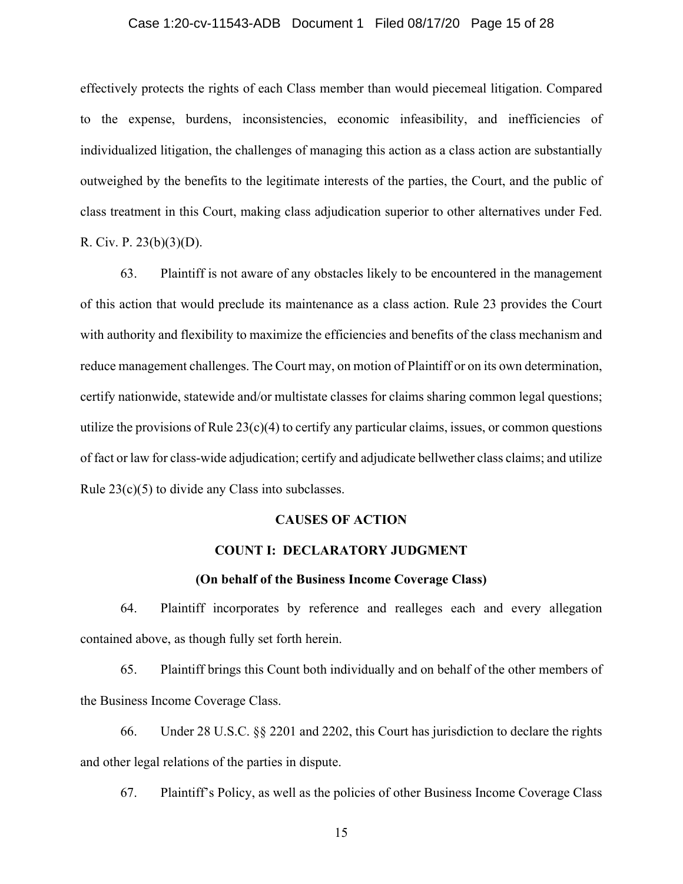effectively protects the rights of each Class member than would piecemeal litigation. Compared to the expense, burdens, inconsistencies, economic infeasibility, and inefficiencies of individualized litigation, the challenges of managing this action as a class action are substantially outweighed by the benefits to the legitimate interests of the parties, the Court, and the public of class treatment in this Court, making class adjudication superior to other alternatives under Fed. R. Civ. P. 23(b)(3)(D).

63. Plaintiff is not aware of any obstacles likely to be encountered in the management of this action that would preclude its maintenance as a class action. Rule 23 provides the Court with authority and flexibility to maximize the efficiencies and benefits of the class mechanism and reduce management challenges. The Court may, on motion of Plaintiff or on its own determination, certify nationwide, statewide and/or multistate classes for claims sharing common legal questions; utilize the provisions of Rule 23(c)(4) to certify any particular claims, issues, or common questions of fact or law for class-wide adjudication; certify and adjudicate bellwether class claims; and utilize Rule 23(c)(5) to divide any Class into subclasses.

## CAUSES OF ACTION

### COUNT I: DECLARATORY JUDGMENT

**(On behalf of the Business Income Coverage Class)**

64. Plaintiff incorporates by reference and realleges each and every allegation contained above, as though fully set forth herein.

65. Plaintiff brings this Count both individually and on behalf of the other members of the Business Income Coverage Class.

66. Under 28 U.S.C. §§ 2201 and 2202, this Court has jurisdiction to declare the rights and other legal relations of the parties in dispute.

67. Plaintiff's Policy, as well as the policies of other Business Income Coverage Class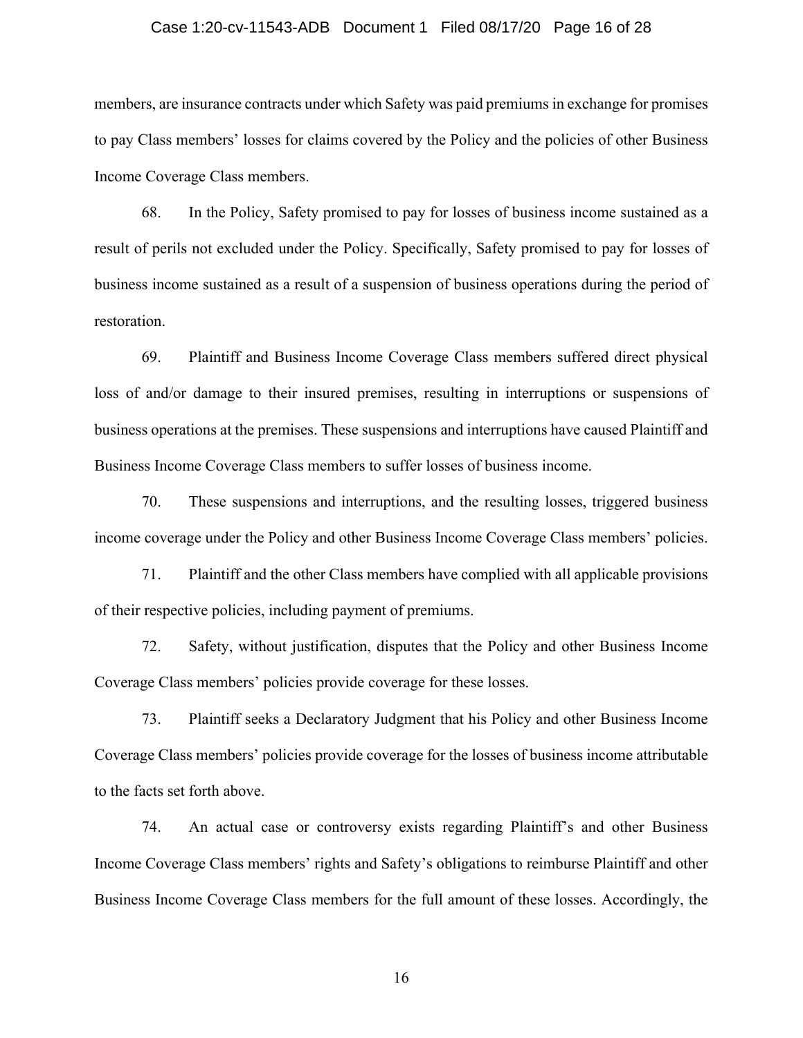members, are insurance contracts under which Safety was paid premiums in exchange for promises to pay Class members' losses for claims covered by the Policy and the policies of other Business Income Coverage Class members.

68. In the Policy, Safety promised to pay for losses of business income sustained as a result of perils not excluded under the Policy. Specifically, Safety promised to pay for losses of business income sustained as a result of a suspension of business operations during the period of restoration.

69. Plaintiff and Business Income Coverage Class members suffered direct physical loss of and/or damage to their insured premises, resulting in interruptions or suspensions of business operations at the premises. These suspensions and interruptions have caused Plaintiff and Business Income Coverage Class members to suffer losses of business income.

70. These suspensions and interruptions, and the resulting losses, triggered business income coverage under the Policy and other Business Income Coverage Class members' policies.

71. Plaintiff and the other Class members have complied with all applicable provisions of their respective policies, including payment of premiums.

72. Safety, without justification, disputes that the Policy and other Business Income Coverage Class members' policies provide coverage for these losses.

73. Plaintiff seeks a Declaratory Judgment that his Policy and other Business Income Coverage Class members' policies provide coverage for the losses of business income attributable to the facts set forth above.

74. An actual case or controversy exists regarding Plaintiff's and other Business Income Coverage Class members' rights and Safety's obligations to reimburse Plaintiff and other Business Income Coverage Class members for the full amount of these losses. Accordingly, the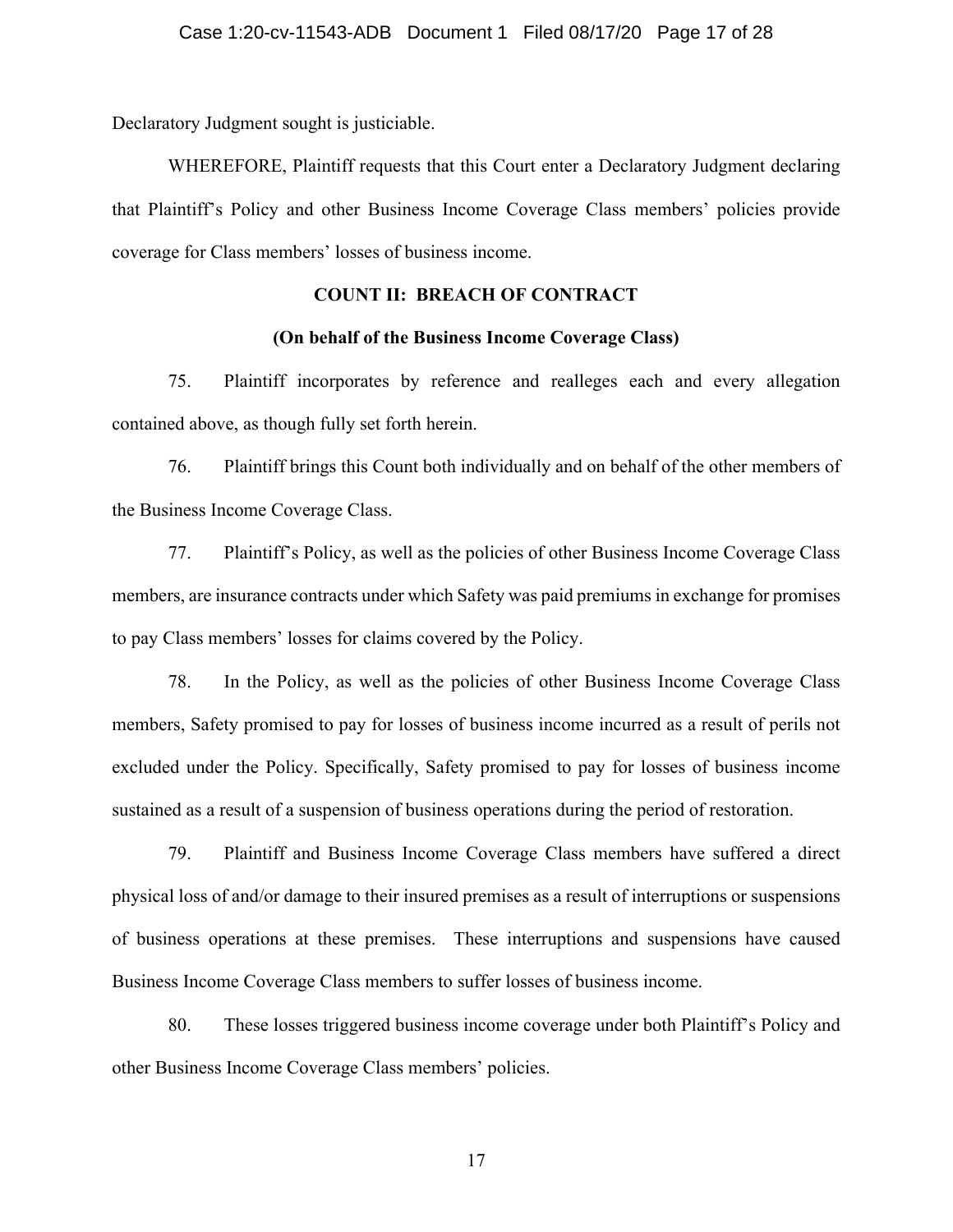Declaratory Judgment sought is justiciable.

WHEREFORE, Plaintiff requests that this Court enter a Declaratory Judgment declaring that Plaintiff's Policy and other Business Income Coverage Class members' policies provide coverage for Class members' losses of business income.

**COUNT II: BREACH OF CONTRACT**

**(On behalf of the Business Income Coverage Class)**

75. Plaintiff incorporates by reference and realleges each and every allegation contained above, as though fully set forth herein.

76. Plaintiff brings this Count both individually and on behalf of the other members of the Business Income Coverage Class.

77. Plaintiff's Policy, as well as the policies of other Business Income Coverage Class members, are insurance contracts under which Safety was paid premiums in exchange for promises to pay Class members' losses for claims covered by the Policy.

78. In the Policy, as well as the policies of other Business Income Coverage Class members, Safety promised to pay for losses of business income incurred as a result of perils not excluded under the Policy. Specifically, Safety promised to pay for losses of business income sustained as a result of a suspension of business operations during the period of restoration.

79. Plaintiff and Business Income Coverage Class members have suffered a direct physical loss of and/or damage to their insured premises as a result of interruptions or suspensions of business operations at these premises. These interruptions and suspensions have caused Business Income Coverage Class members to suffer losses of business income.

80. These losses triggered business income coverage under both Plaintiff's Policy and other Business Income Coverage Class members' policies.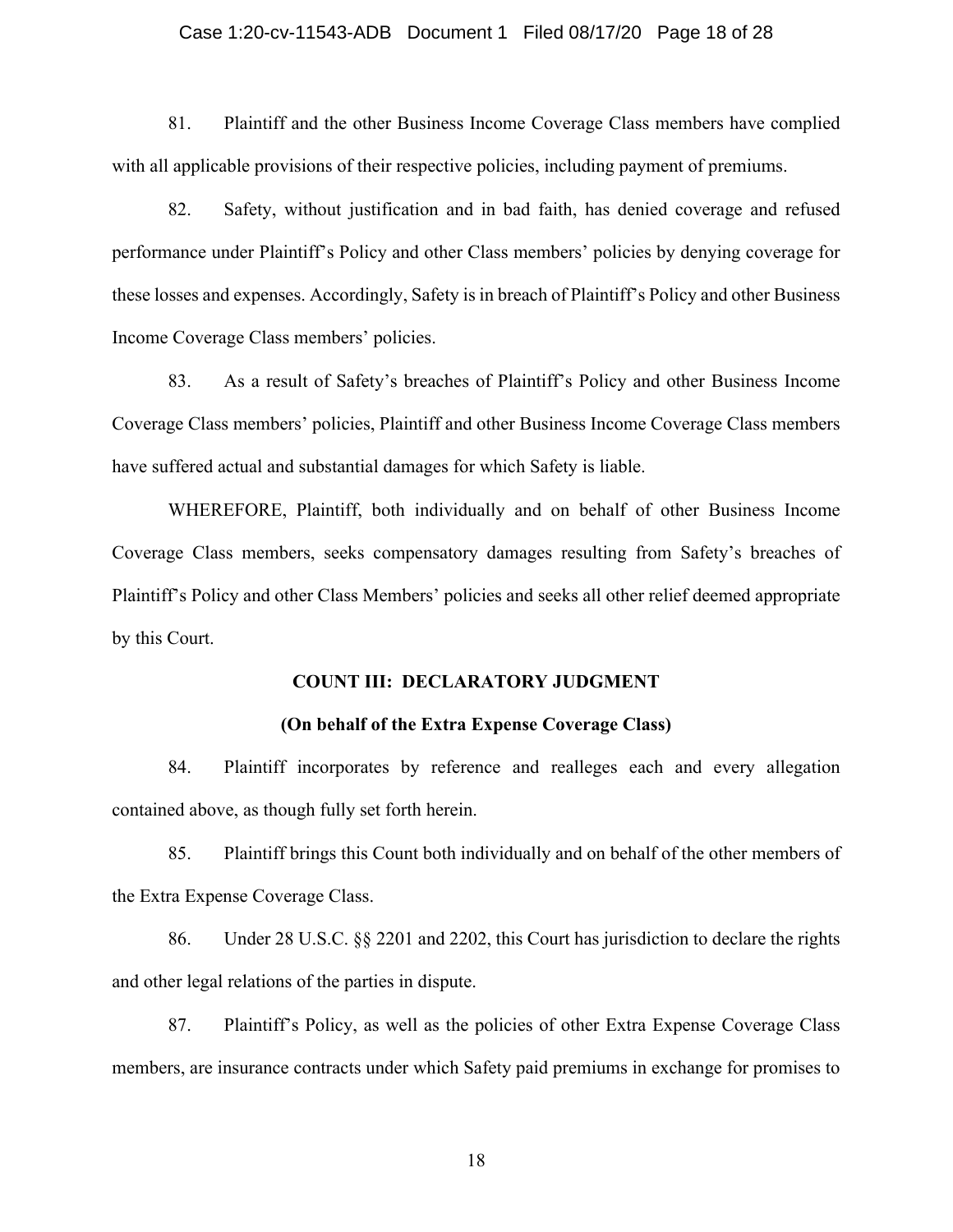81. Plaintiff and the other Business Income Coverage Class members have complied with all applicable provisions of their respective policies, including payment of premiums.

82. Safety, without justification and in bad faith, has denied coverage and refused performance under Plaintiff's Policy and other Class members' policies by denying coverage for these losses and expenses. Accordingly, Safety is in breach of Plaintiff's Policy and other Business Income Coverage Class members' policies.

83. As a result of Safety's breaches of Plaintiff's Policy and other Business Income Coverage Class members' policies, Plaintiff and other Business Income Coverage Class members have suffered actual and substantial damages for which Safety is liable.

WHEREFORE, Plaintiff, both individually and on behalf of other Business Income Coverage Class members, seeks compensatory damages resulting from Safety's breaches of Plaintiff's Policy and other Class Members' policies and seeks all other relief deemed appropriate by this Court.

## COUNT III: DECLARATORY JUDGMENT

### (On behalf of the Extra Expense Coverage Class)

84. Plaintiff incorporates by reference and realleges each and every allegation contained above, as though fully set forth herein.

85. Plaintiff brings this Count both individually and on behalf of the other members of the Extra Expense Coverage Class.

86. Under 28 U.S.C. §§ 2201 and 2202, this Court has jurisdiction to declare the rights and other legal relations of the parties in dispute.

87. Plaintiff's Policy, as well as the policies of other Extra Expense Coverage Class members, are insurance contracts under which Safety paid premiums in exchange for promises to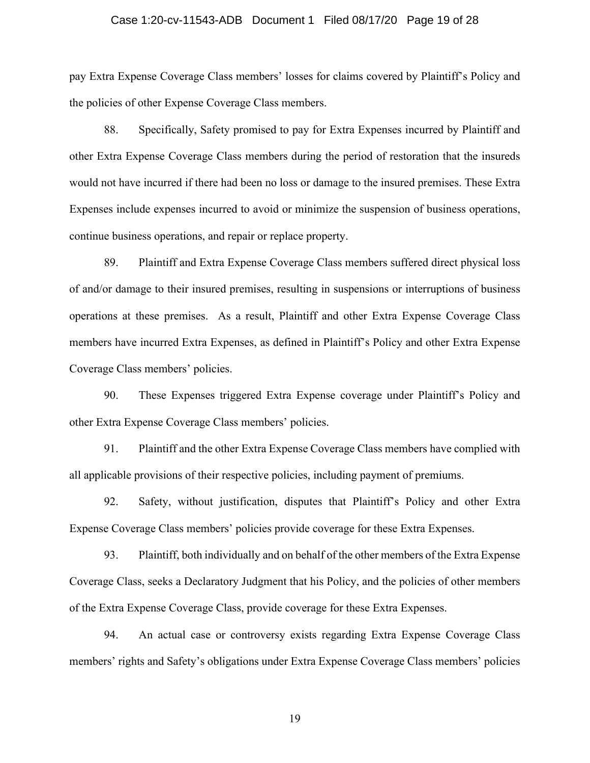pay Extra Expense Coverage Class members' losses for claims covered by Plaintiff's Policy and the policies of other Expense Coverage Class members.

88. Specifically, Safety promised to pay for Extra Expenses incurred by Plaintiff and other Extra Expense Coverage Class members during the period of restoration that the insureds would not have incurred if there had been no loss or damage to the insured premises. These Extra Expenses include expenses incurred to avoid or minimize the suspension of business operations, continue business operations, and repair or replace property.

89. Plaintiff and Extra Expense Coverage Class members suffered direct physical loss of and/or damage to their insured premises, resulting in suspensions or interruptions of business operations at these premises. As a result, Plaintiff and other Extra Expense Coverage Class members have incurred Extra Expenses, as defined in Plaintiff's Policy and other Extra Expense Coverage Class members' policies.

90. These Expenses triggered Extra Expense coverage under Plaintiff's Policy and other Extra Expense Coverage Class members' policies.

91. Plaintiff and the other Extra Expense Coverage Class members have complied with all applicable provisions of their respective policies, including payment of premiums.

92. Safety, without justification, disputes that Plaintiff's Policy and other Extra Expense Coverage Class members' policies provide coverage for these Extra Expenses.

93. Plaintiff, both individually and on behalf of the other members of the Extra Expense Coverage Class, seeks a Declaratory Judgment that his Policy, and the policies of other members of the Extra Expense Coverage Class, provide coverage for these Extra Expenses.

94. An actual case or controversy exists regarding Extra Expense Coverage Class members' rights and Safety's obligations under Extra Expense Coverage Class members' policies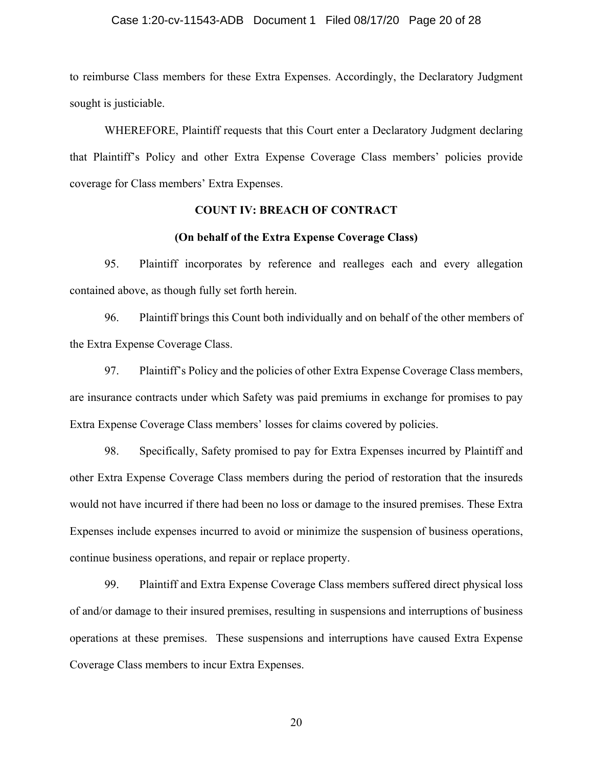to reimburse Class members for these Extra Expenses. Accordingly, the Declaratory Judgment sought is justiciable.

WHEREFORE, Plaintiff requests that this Court enter a Declaratory Judgment declaring that Plaintiff's Policy and other Extra Expense Coverage Class members' policies provide coverage for Class members' Extra Expenses.

**COUNT IV: BREACH OF CONTRACT**

**(On behalf of the Extra Expense Coverage Class)**

95. Plaintiff incorporates by reference and realleges each and every allegation contained above, as though fully set forth herein.

96. Plaintiff brings this Count both individually and on behalf of the other members of the Extra Expense Coverage Class.

97. Plaintiff's Policy and the policies of other Extra Expense Coverage Class members, are insurance contracts under which Safety was paid premiums in exchange for promises to pay Extra Expense Coverage Class members' losses for claims covered by policies.

98. Specifically, Safety promised to pay for Extra Expenses incurred by Plaintiff and other Extra Expense Coverage Class members during the period of restoration that the insureds would not have incurred if there had been no loss or damage to the insured premises. These Extra Expenses include expenses incurred to avoid or minimize the suspension of business operations, continue business operations, and repair or replace property.

99. Plaintiff and Extra Expense Coverage Class members suffered direct physical loss of and/or damage to their insured premises, resulting in suspensions and interruptions of business operations at these premises. These suspensions and interruptions have caused Extra Expense Coverage Class members to incur Extra Expenses.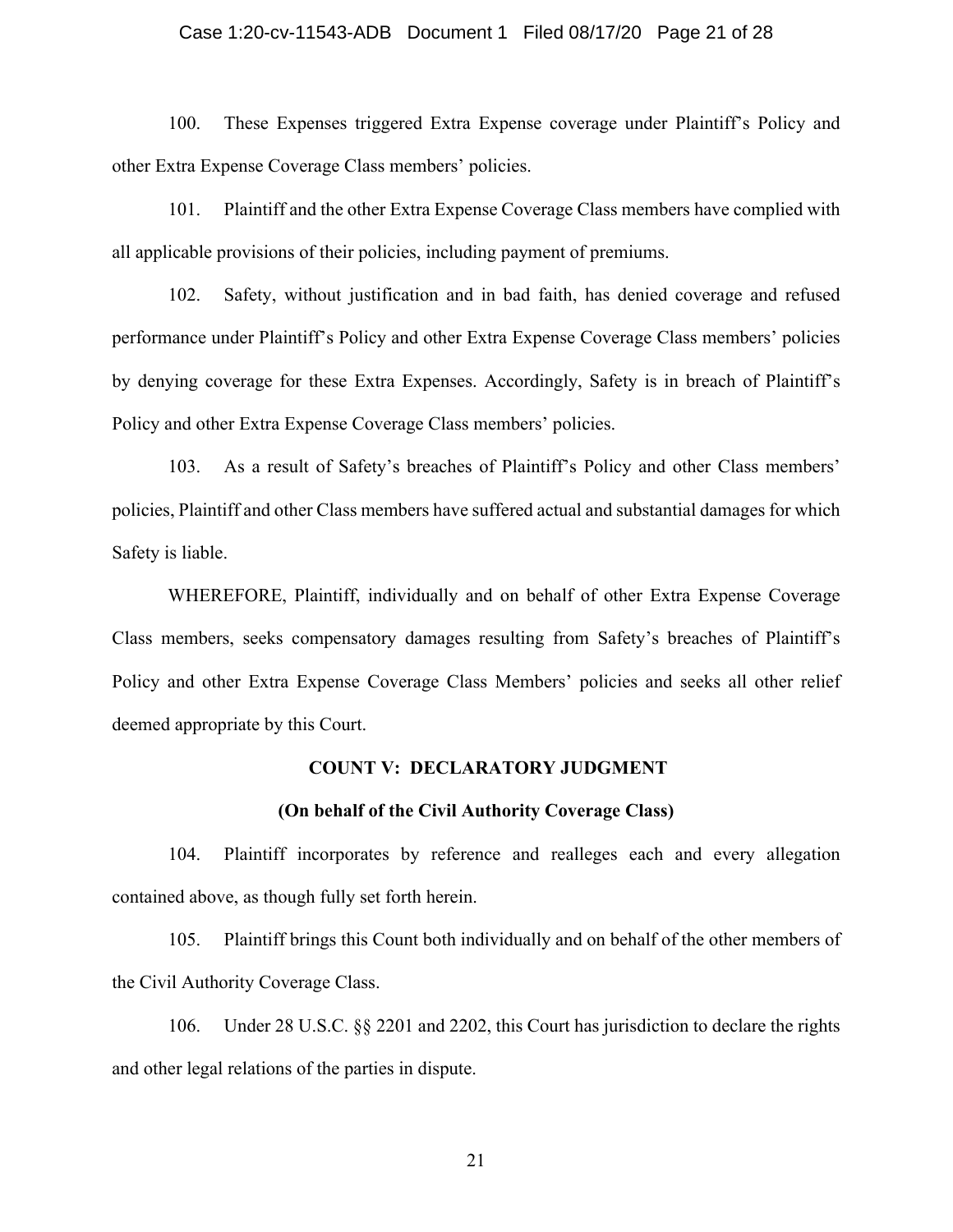100. These Expenses triggered Extra Expense coverage under Plaintiff's Policy and other Extra Expense Coverage Class members' policies.

101. Plaintiff and the other Extra Expense Coverage Class members have complied with all applicable provisions of their policies, including payment of premiums.

102. Safety, without justification and in bad faith, has denied coverage and refused performance under Plaintiff's Policy and other Extra Expense Coverage Class members' policies by denying coverage for these Extra Expenses. Accordingly, Safety is in breach of Plaintiff's Policy and other Extra Expense Coverage Class members' policies.

103. As a result of Safety's breaches of Plaintiff's Policy and other Class members' policies, Plaintiff and other Class members have suffered actual and substantial damages for which Safety is liable.

WHEREFORE, Plaintiff, individually and on behalf of other Extra Expense Coverage Class members, seeks compensatory damages resulting from Safety's breaches of Plaintiff's Policy and other Extra Expense Coverage Class Members' policies and seeks all other relief deemed appropriate by this Court.

## COUNT V: DECLARATORY JUDGMENT

### (On behalf of the Civil Authority Coverage Class)

104. Plaintiff incorporates by reference and realleges each and every allegation contained above, as though fully set forth herein.

105. Plaintiff brings this Count both individually and on behalf of the other members of the Civil Authority Coverage Class.

106. Under 28 U.S.C. §§ 2201 and 2202, this Court has jurisdiction to declare the rights and other legal relations of the parties in dispute.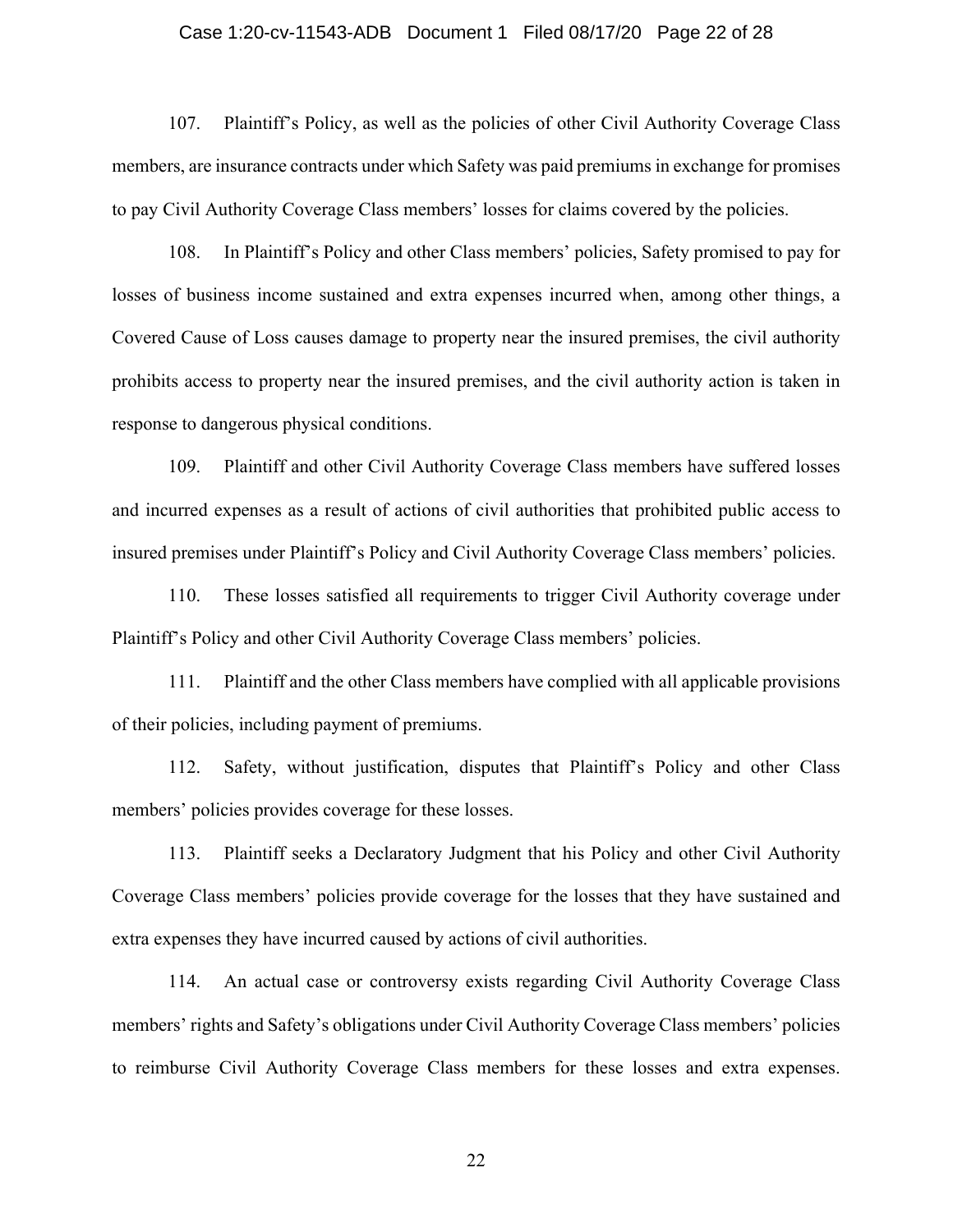107. Plaintiff's Policy, as well as the policies of other Civil Authority Coverage Class members, are insurance contracts under which Safety was paid premiums in exchange for promises to pay Civil Authority Coverage Class members' losses for claims covered by the policies.

108. In Plaintiff's Policy and other Class members' policies, Safety promised to pay for losses of business income sustained and extra expenses incurred when, among other things, a Covered Cause of Loss causes damage to property near the insured premises, the civil authority prohibits access to property near the insured premises, and the civil authority action is taken in response to dangerous physical conditions.

109. Plaintiff and other Civil Authority Coverage Class members have suffered losses and incurred expenses as a result of actions of civil authorities that prohibited public access to insured premises under Plaintiff's Policy and Civil Authority Coverage Class members' policies.

110. These losses satisfied all requirements to trigger Civil Authority coverage under Plaintiff's Policy and other Civil Authority Coverage Class members' policies.

111. Plaintiff and the other Class members have complied with all applicable provisions of their policies, including payment of premiums.

112. Safety, without justification, disputes that Plaintiff's Policy and other Class members' policies provides coverage for these losses.

113. Plaintiff seeks a Declaratory Judgment that his Policy and other Civil Authority Coverage Class members' policies provide coverage for the losses that they have sustained and extra expenses they have incurred caused by actions of civil authorities.

114. An actual case or controversy exists regarding Civil Authority Coverage Class members' rights and Safety's obligations under Civil Authority Coverage Class members' policies to reimburse Civil Authority Coverage Class members for these losses and extra expenses.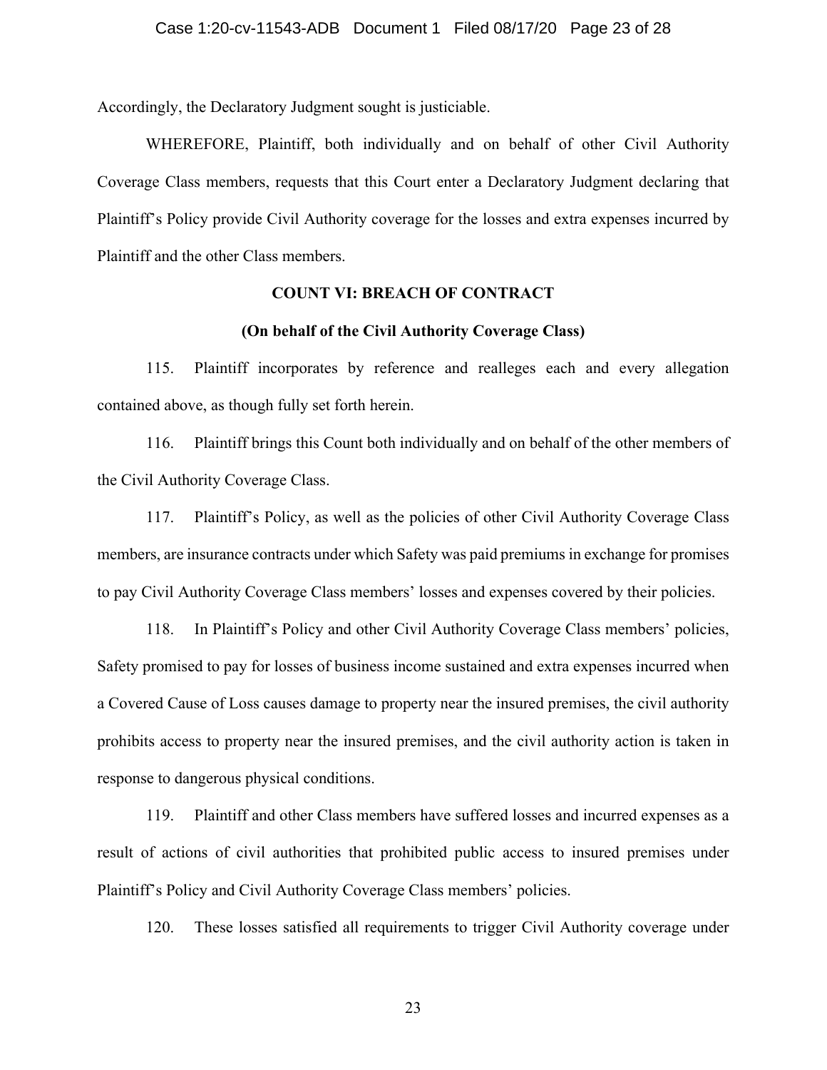Accordingly, the Declaratory Judgment sought is justiciable.

WHEREFORE, Plaintiff, both individually and on behalf of other Civil Authority Coverage Class members, requests that this Court enter a Declaratory Judgment declaring that Plaintiff's Policy provide Civil Authority coverage for the losses and extra expenses incurred by Plaintiff and the other Class members.

**COUNT VI: BREACH OF CONTRACT**

**(On behalf of the Civil Authority Coverage Class)**

115. Plaintiff incorporates by reference and realleges each and every allegation contained above, as though fully set forth herein.

116. Plaintiff brings this Count both individually and on behalf of the other members of the Civil Authority Coverage Class.

117. Plaintiff's Policy, as well as the policies of other Civil Authority Coverage Class members, are insurance contracts under which Safety was paid premiums in exchange for promises to pay Civil Authority Coverage Class members' losses and expenses covered by their policies.

118. In Plaintiff's Policy and other Civil Authority Coverage Class members' policies, Safety promised to pay for losses of business income sustained and extra expenses incurred when a Covered Cause of Loss causes damage to property near the insured premises, the civil authority prohibits access to property near the insured premises, and the civil authority action is taken in response to dangerous physical conditions.

119. Plaintiff and other Class members have suffered losses and incurred expenses as a result of actions of civil authorities that prohibited public access to insured premises under Plaintiff's Policy and Civil Authority Coverage Class members' policies.

120. These losses satisfied all requirements to trigger Civil Authority coverage under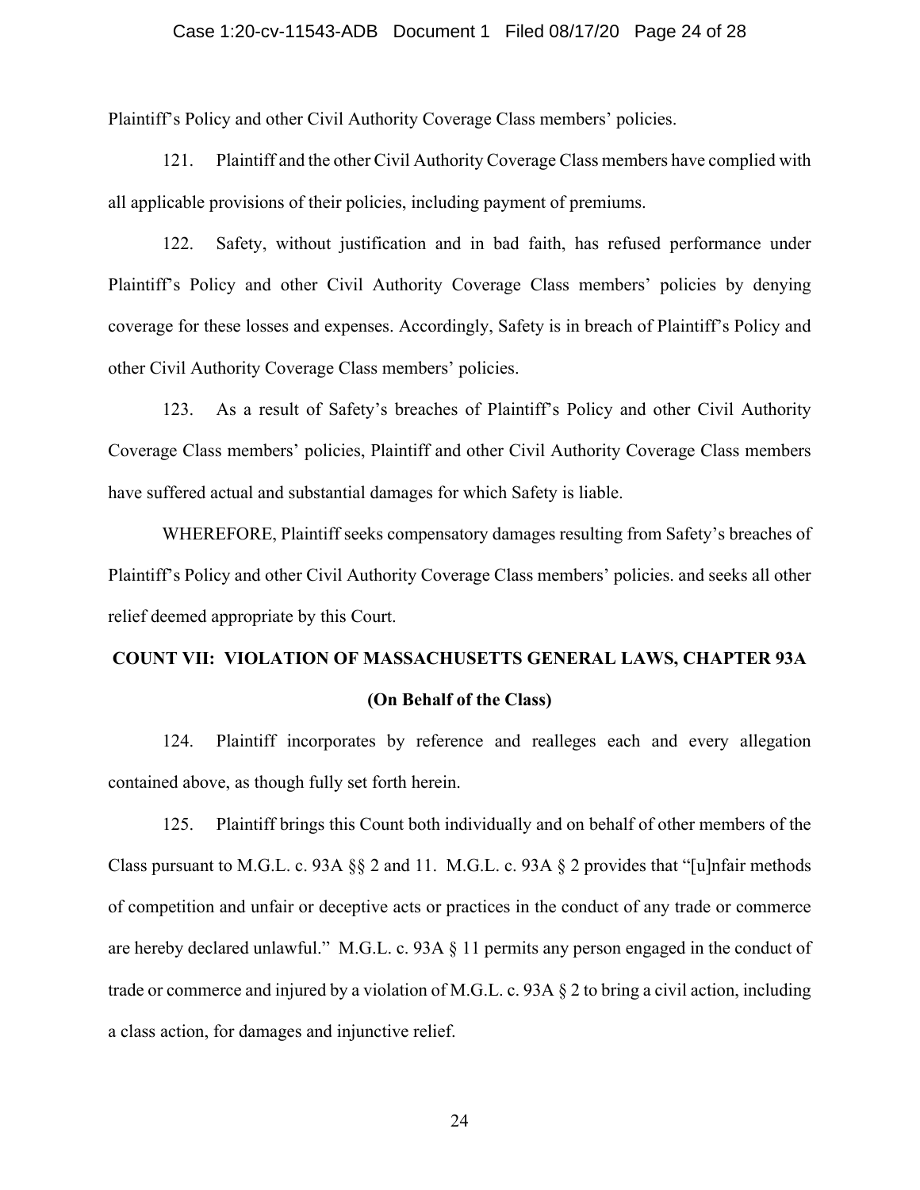Plaintiff's Policy and other Civil Authority Coverage Class members' policies.

121. Plaintiff and the other Civil Authority Coverage Class members have complied with all applicable provisions of their policies, including payment of premiums.

122. Safety, without justification and in bad faith, has refused performance under Plaintiff's Policy and other Civil Authority Coverage Class members' policies by denying coverage for these losses and expenses. Accordingly, Safety is in breach of Plaintiff's Policy and other Civil Authority Coverage Class members' policies.

123. As a result of Safety's breaches of Plaintiff's Policy and other Civil Authority Coverage Class members' policies, Plaintiff and other Civil Authority Coverage Class members have suffered actual and substantial damages for which Safety is liable.

WHEREFORE, Plaintiff seeks compensatory damages resulting from Safety's breaches of Plaintiff's Policy and other Civil Authority Coverage Class members' policies. and seeks all other relief deemed appropriate by this Court.

## COUNT VII: VIOLATION OF MASSACHUSETTS GENERAL LAWS, CHAPTER 93A

**(On Behalf of the Class)**

124. Plaintiff incorporates by reference and realleges each and every allegation contained above, as though fully set forth herein.

125. Plaintiff brings this Count both individually and on behalf of other members of the Class pursuant to M.G.L. c. 93A §§ 2 and 11. M.G.L. c. 93A § 2 provides that "[u]nfair methods of competition and unfair or deceptive acts or practices in the conduct of any trade or commerce are hereby declared unlawful." M.G.L. c. 93A § 11 permits any person engaged in the conduct of trade or commerce and injured by a violation of M.G.L. c. 93A § 2 to bring a civil action, including a class action, for damages and injunctive relief.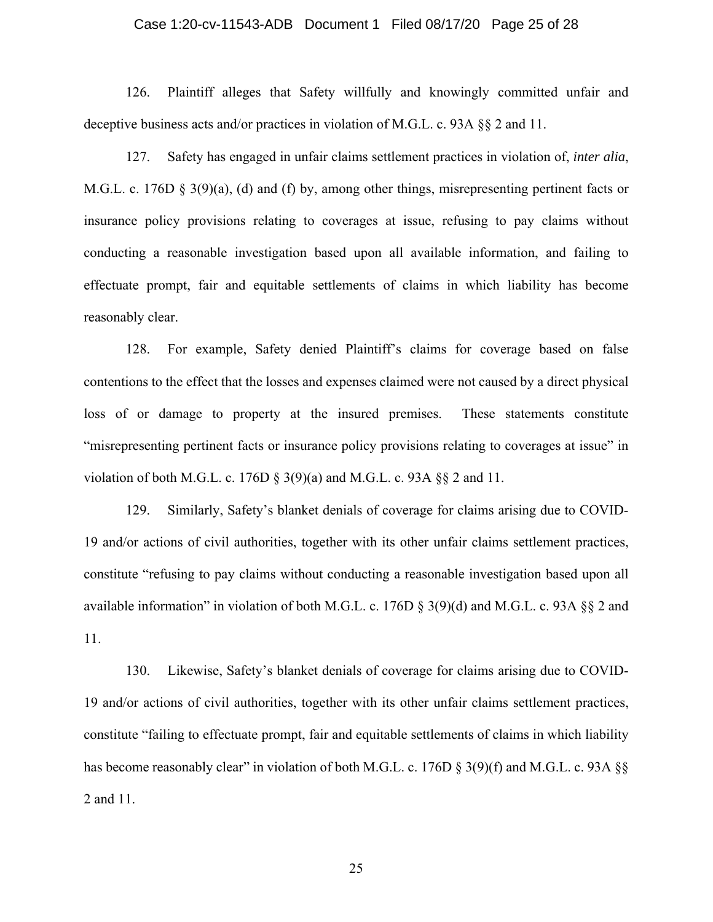126. Plaintiff alleges that Safety willfully and knowingly committed unfair and deceptive business acts and/or practices in violation of M.G.L. c. 93A §§ 2 and 11.

127. Safety has engaged in unfair claims settlement practices in violation of, *inter alia*, M.G.L. c. 176D § 3(9)(a), (d) and (f) by, among other things, misrepresenting pertinent facts or insurance policy provisions relating to coverages at issue, refusing to pay claims without conducting a reasonable investigation based upon all available information, and failing to effectuate prompt, fair and equitable settlements of claims in which liability has become reasonably clear.

128. For example, Safety denied Plaintiff's claims for coverage based on false contentions to the effect that the losses and expenses claimed were not caused by a direct physical loss of or damage to property at the insured premises. These statements constitute "misrepresenting pertinent facts or insurance policy provisions relating to coverages at issue" in violation of both M.G.L. c. 176D § 3(9)(a) and M.G.L. c. 93A §§ 2 and 11.

129. Similarly, Safety's blanket denials of coverage for claims arising due to COVID-19 and/or actions of civil authorities, together with its other unfair claims settlement practices, constitute "refusing to pay claims without conducting a reasonable investigation based upon all available information" in violation of both M.G.L. c. 176D § 3(9)(d) and M.G.L. c. 93A §§ 2 and 11.

130. Likewise, Safety's blanket denials of coverage for claims arising due to COVID-19 and/or actions of civil authorities, together with its other unfair claims settlement practices, constitute "failing to effectuate prompt, fair and equitable settlements of claims in which liability has become reasonably clear" in violation of both M.G.L. c. 176D § 3(9)(f) and M.G.L. c. 93A §§ 2 and 11.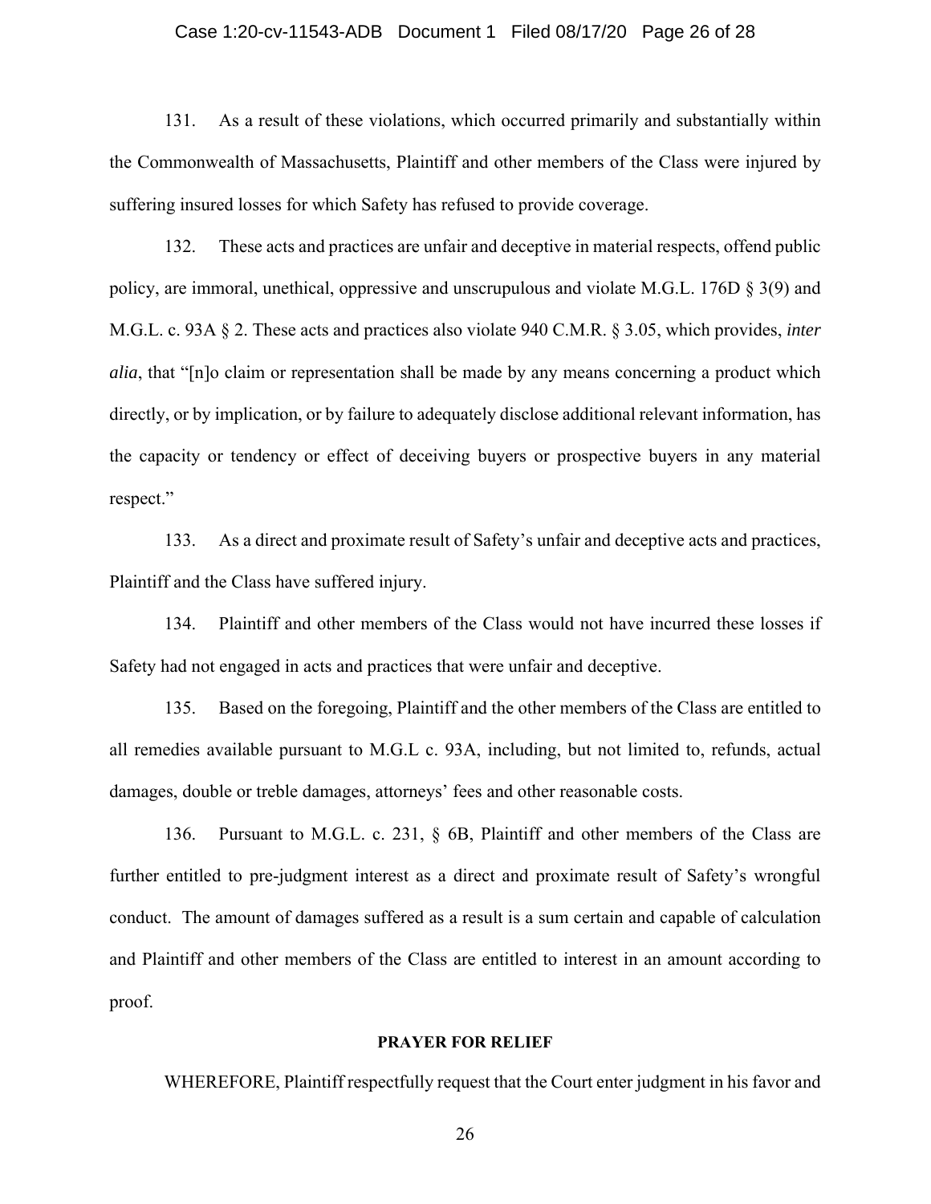131. As a result of these violations, which occurred primarily and substantially within the Commonwealth of Massachusetts, Plaintiff and other members of the Class were injured by suffering insured losses for which Safety has refused to provide coverage.

132. These acts and practices are unfair and deceptive in material respects, offend public policy, are immoral, unethical, oppressive and unscrupulous and violate M.G.L. 176D § 3(9) and M.G.L. c. 93A § 2. These acts and practices also violate 940 C.M.R. § 3.05, which provides, *inter alia*, that "[n]o claim or representation shall be made by any means concerning a product which directly, or by implication, or by failure to adequately disclose additional relevant information, has the capacity or tendency or effect of deceiving buyers or prospective buyers in any material respect."

133. As a direct and proximate result of Safety's unfair and deceptive acts and practices, Plaintiff and the Class have suffered injury.

134. Plaintiff and other members of the Class would not have incurred these losses if Safety had not engaged in acts and practices that were unfair and deceptive.

135. Based on the foregoing, Plaintiff and the other members of the Class are entitled to all remedies available pursuant to M.G.L c. 93A, including, but not limited to, refunds, actual damages, double or treble damages, attorneys' fees and other reasonable costs.

136. Pursuant to M.G.L. c. 231, § 6B, Plaintiff and other members of the Class are further entitled to pre-judgment interest as a direct and proximate result of Safety's wrongful conduct. The amount of damages suffered as a result is a sum certain and capable of calculation and Plaintiff and other members of the Class are entitled to interest in an amount according to proof.

**PRAYER FOR RELIEF**

WHEREFORE, Plaintiff respectfully request that the Court enter judgment in his favor and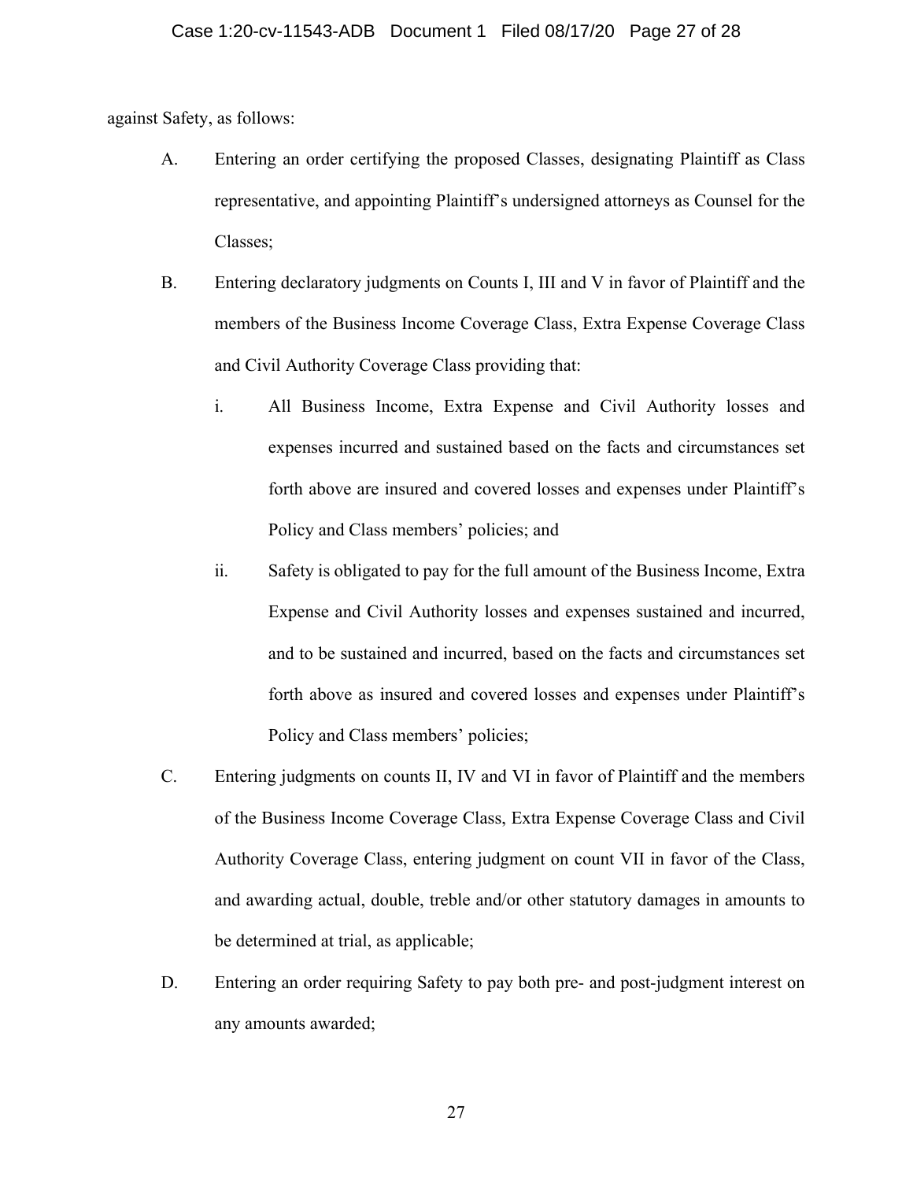against Safety, as follows:

A. Entering an order certifying the proposed Classes, designating Plaintiff as Class representative, and appointing Plaintiff's undersigned attorneys as Counsel for the Classes;

B. Entering declaratory judgments on Counts I, III and V in favor of Plaintiff and the members of the Business Income Coverage Class, Extra Expense Coverage Class and Civil Authority Coverage Class providing that:

  i. All Business Income, Extra Expense and Civil Authority losses and expenses incurred and sustained based on the facts and circumstances set forth above are insured and covered losses and expenses under Plaintiff's Policy and Class members' policies; and

  ii. Safety is obligated to pay for the full amount of the Business Income, Extra Expense and Civil Authority losses and expenses sustained and incurred, and to be sustained and incurred, based on the facts and circumstances set forth above as insured and covered losses and expenses under Plaintiff's Policy and Class members' policies;

C. Entering judgments on counts II, IV and VI in favor of Plaintiff and the members of the Business Income Coverage Class, Extra Expense Coverage Class and Civil Authority Coverage Class, entering judgment on count VII in favor of the Class, and awarding actual, double, treble and/or other statutory damages in amounts to be determined at trial, as applicable;

D. Entering an order requiring Safety to pay both pre- and post-judgment interest on any amounts awarded;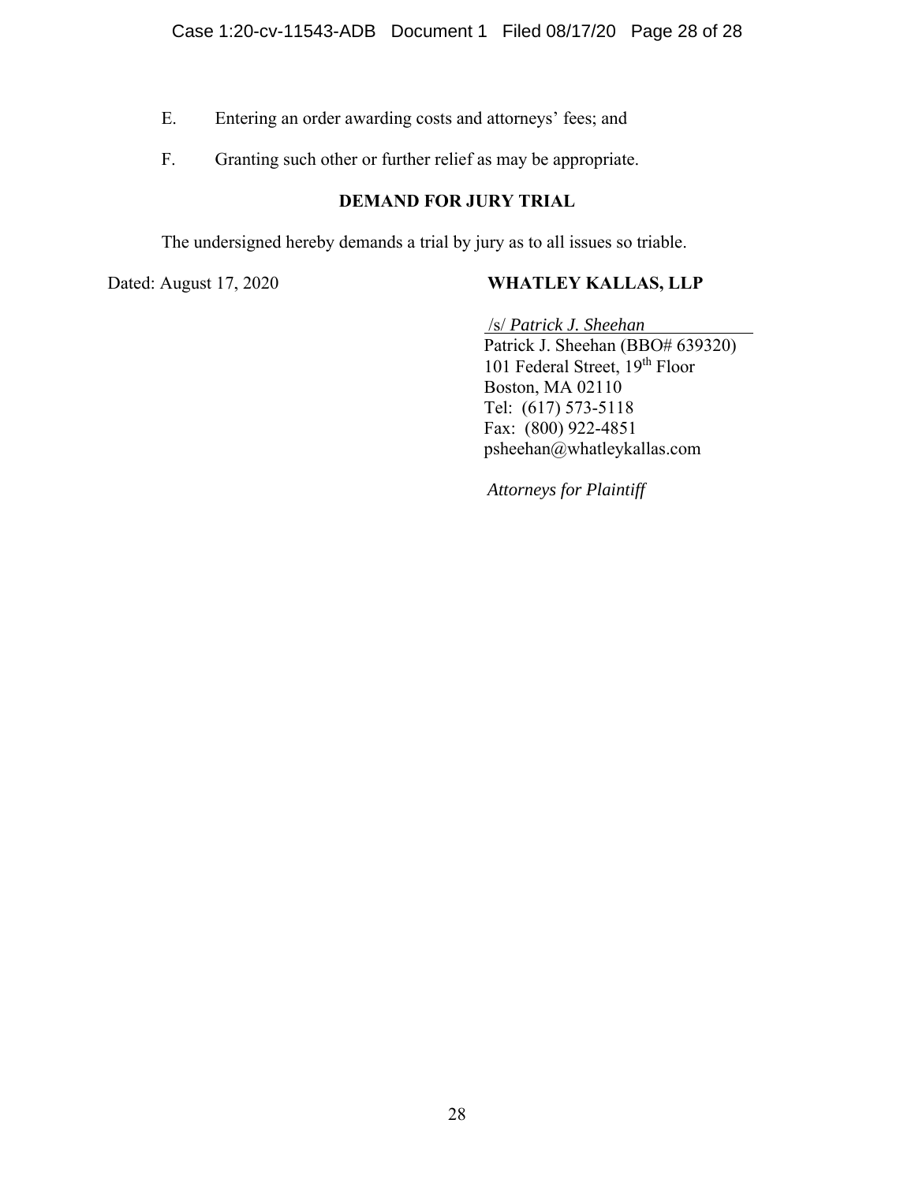E. Entering an order awarding costs and attorneys' fees; and

F. Granting such other or further relief as may be appropriate.

**DEMAND FOR JURY TRIAL**

The undersigned hereby demands a trial by jury as to all issues so triable.

Dated: August 17, 2020

**WHATLEY KALLAS, LLP**

/s/ *Patrick J. Sheehan*
Patrick J. Sheehan (BBO# 639320)
101 Federal Street, 19th Floor
Boston, MA 02110
Tel: (617) 573-5118
Fax: (800) 922-4851
psheehan@whatleykallas.com

*Attorneys for Plaintiff*